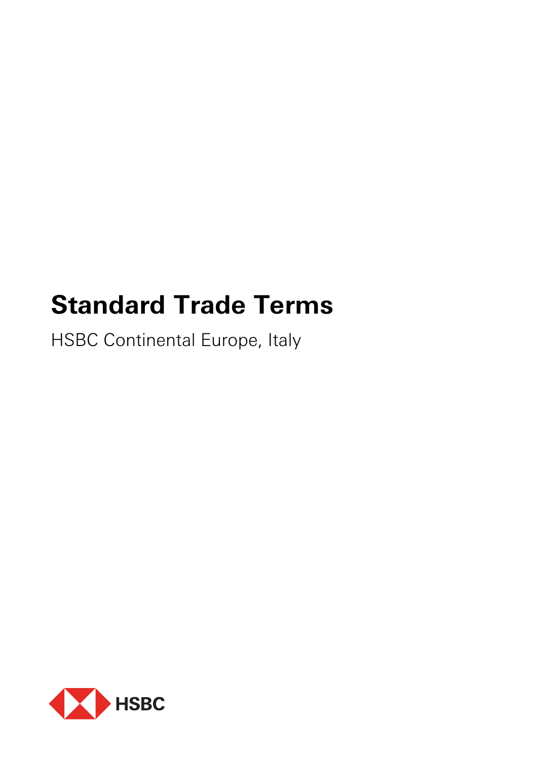# Standard Trade Terms

HSBC Continental Europe, Italy

HSBC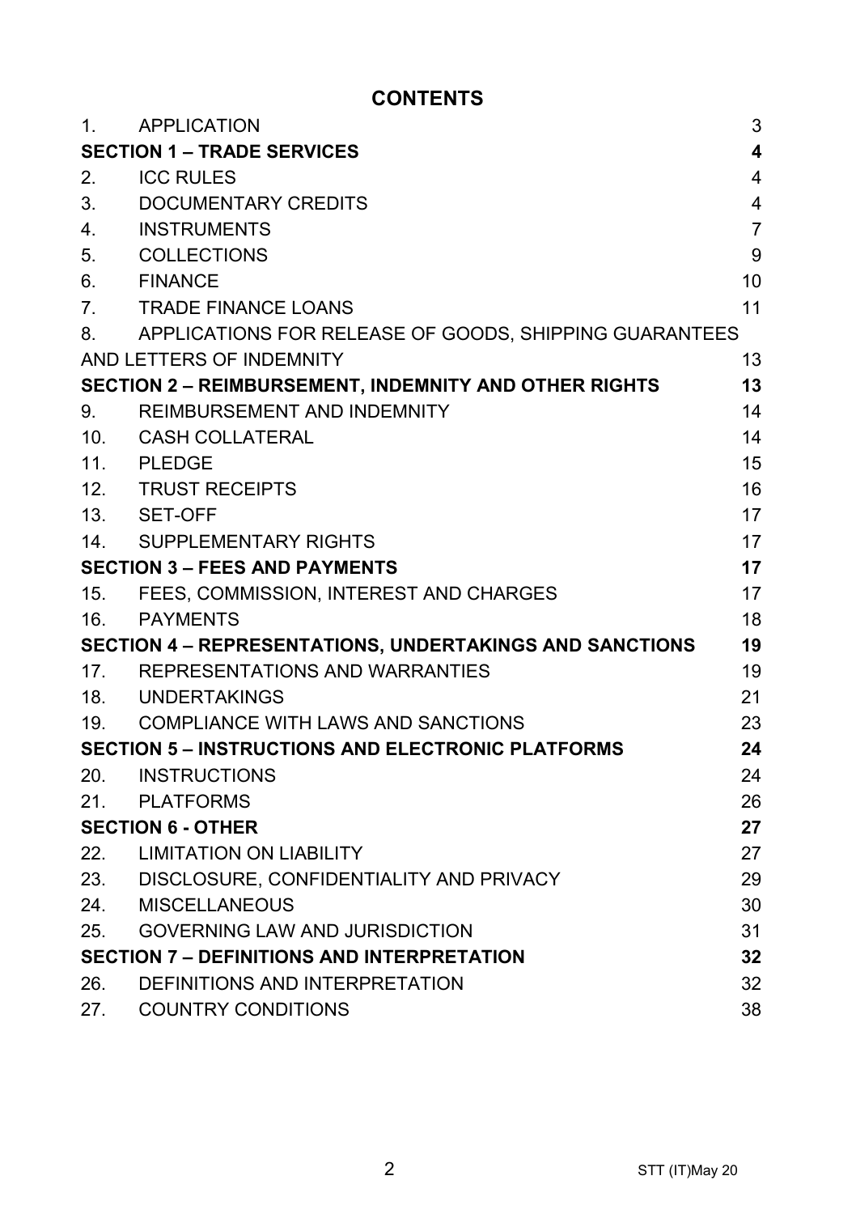# CONTENTS

| | | |
|---|---|---|
| 1. | APPLICATION | 3 |
| **SECTION 1 – TRADE SERVICES** | | **4** |
| 2. | ICC RULES | 4 |
| 3. | DOCUMENTARY CREDITS | 4 |
| 4. | INSTRUMENTS | 7 |
| 5. | COLLECTIONS | 9 |
| 6. | FINANCE | 10 |
| 7. | TRADE FINANCE LOANS | 11 |
| 8. | APPLICATIONS FOR RELEASE OF GOODS, SHIPPING GUARANTEES AND LETTERS OF INDEMNITY | 13 |
| **SECTION 2 – REIMBURSEMENT, INDEMNITY AND OTHER RIGHTS** | | **13** |
| 9. | REIMBURSEMENT AND INDEMNITY | 14 |
| 10. | CASH COLLATERAL | 14 |
| 11. | PLEDGE | 15 |
| 12. | TRUST RECEIPTS | 16 |
| 13. | SET-OFF | 17 |
| 14. | SUPPLEMENTARY RIGHTS | 17 |
| **SECTION 3 – FEES AND PAYMENTS** | | **17** |
| 15. | FEES, COMMISSION, INTEREST AND CHARGES | 17 |
| 16. | PAYMENTS | 18 |
| **SECTION 4 – REPRESENTATIONS, UNDERTAKINGS AND SANCTIONS** | | **19** |
| 17. | REPRESENTATIONS AND WARRANTIES | 19 |
| 18. | UNDERTAKINGS | 21 |
| 19. | COMPLIANCE WITH LAWS AND SANCTIONS | 23 |
| **SECTION 5 – INSTRUCTIONS AND ELECTRONIC PLATFORMS** | | **24** |
| 20. | INSTRUCTIONS | 24 |
| 21. | PLATFORMS | 26 |
| **SECTION 6 - OTHER** | | **27** |
| 22. | LIMITATION ON LIABILITY | 27 |
| 23. | DISCLOSURE, CONFIDENTIALITY AND PRIVACY | 29 |
| 24. | MISCELLANEOUS | 30 |
| 25. | GOVERNING LAW AND JURISDICTION | 31 |
| **SECTION 7 – DEFINITIONS AND INTERPRETATION** | | **32** |
| 26. | DEFINITIONS AND INTERPRETATION | 32 |
| 27. | COUNTRY CONDITIONS | 38 |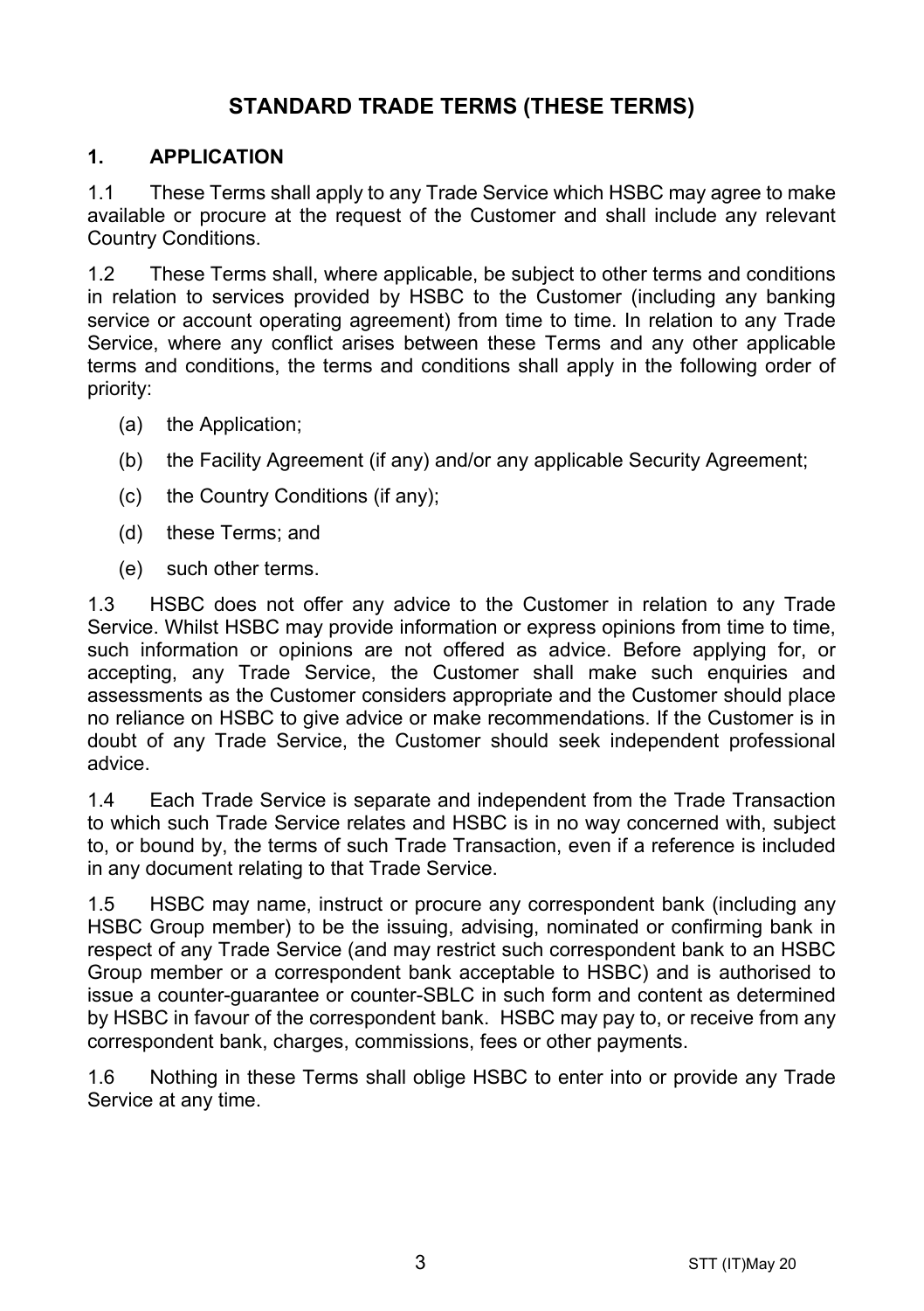# STANDARD TRADE TERMS (THESE TERMS)

## 1. APPLICATION

1.1 These Terms shall apply to any Trade Service which HSBC may agree to make available or procure at the request of the Customer and shall include any relevant Country Conditions.

1.2 These Terms shall, where applicable, be subject to other terms and conditions in relation to services provided by HSBC to the Customer (including any banking service or account operating agreement) from time to time. In relation to any Trade Service, where any conflict arises between these Terms and any other applicable terms and conditions, the terms and conditions shall apply in the following order of priority:

(a) the Application;

(b) the Facility Agreement (if any) and/or any applicable Security Agreement;

(c) the Country Conditions (if any);

(d) these Terms; and

(e) such other terms.

1.3 HSBC does not offer any advice to the Customer in relation to any Trade Service. Whilst HSBC may provide information or express opinions from time to time, such information or opinions are not offered as advice. Before applying for, or accepting, any Trade Service, the Customer shall make such enquiries and assessments as the Customer considers appropriate and the Customer should place no reliance on HSBC to give advice or make recommendations. If the Customer is in doubt of any Trade Service, the Customer should seek independent professional advice.

1.4 Each Trade Service is separate and independent from the Trade Transaction to which such Trade Service relates and HSBC is in no way concerned with, subject to, or bound by, the terms of such Trade Transaction, even if a reference is included in any document relating to that Trade Service.

1.5 HSBC may name, instruct or procure any correspondent bank (including any HSBC Group member) to be the issuing, advising, nominated or confirming bank in respect of any Trade Service (and may restrict such correspondent bank to an HSBC Group member or a correspondent bank acceptable to HSBC) and is authorised to issue a counter-guarantee or counter-SBLC in such form and content as determined by HSBC in favour of the correspondent bank. HSBC may pay to, or receive from any correspondent bank, charges, commissions, fees or other payments.

1.6 Nothing in these Terms shall oblige HSBC to enter into or provide any Trade Service at any time.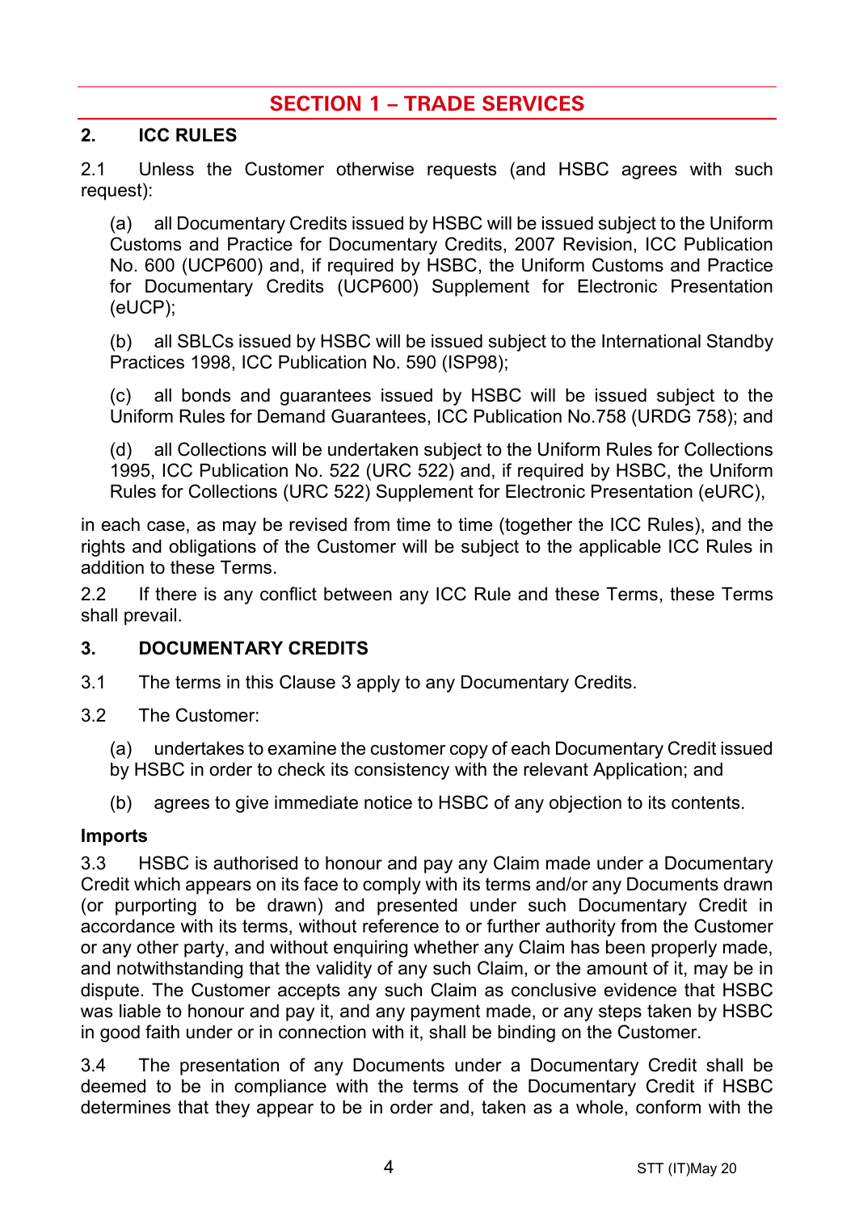# SECTION 1 – TRADE SERVICES

## 2. ICC RULES

2.1 Unless the Customer otherwise requests (and HSBC agrees with such request):

(a) all Documentary Credits issued by HSBC will be issued subject to the Uniform Customs and Practice for Documentary Credits, 2007 Revision, ICC Publication No. 600 (UCP600) and, if required by HSBC, the Uniform Customs and Practice for Documentary Credits (UCP600) Supplement for Electronic Presentation (eUCP);

(b) all SBLCs issued by HSBC will be issued subject to the International Standby Practices 1998, ICC Publication No. 590 (ISP98);

(c) all bonds and guarantees issued by HSBC will be issued subject to the Uniform Rules for Demand Guarantees, ICC Publication No.758 (URDG 758); and

(d) all Collections will be undertaken subject to the Uniform Rules for Collections 1995, ICC Publication No. 522 (URC 522) and, if required by HSBC, the Uniform Rules for Collections (URC 522) Supplement for Electronic Presentation (eURC),

in each case, as may be revised from time to time (together the ICC Rules), and the rights and obligations of the Customer will be subject to the applicable ICC Rules in addition to these Terms.

2.2 If there is any conflict between any ICC Rule and these Terms, these Terms shall prevail.

## 3. DOCUMENTARY CREDITS

3.1 The terms in this Clause 3 apply to any Documentary Credits.

3.2 The Customer:

(a) undertakes to examine the customer copy of each Documentary Credit issued by HSBC in order to check its consistency with the relevant Application; and

(b) agrees to give immediate notice to HSBC of any objection to its contents.

**Imports**

3.3 HSBC is authorised to honour and pay any Claim made under a Documentary Credit which appears on its face to comply with its terms and/or any Documents drawn (or purporting to be drawn) and presented under such Documentary Credit in accordance with its terms, without reference to or further authority from the Customer or any other party, and without enquiring whether any Claim has been properly made, and notwithstanding that the validity of any such Claim, or the amount of it, may be in dispute. The Customer accepts any such Claim as conclusive evidence that HSBC was liable to honour and pay it, and any payment made, or any steps taken by HSBC in good faith under or in connection with it, shall be binding on the Customer.

3.4 The presentation of any Documents under a Documentary Credit shall be deemed to be in compliance with the terms of the Documentary Credit if HSBC determines that they appear to be in order and, taken as a whole, conform with the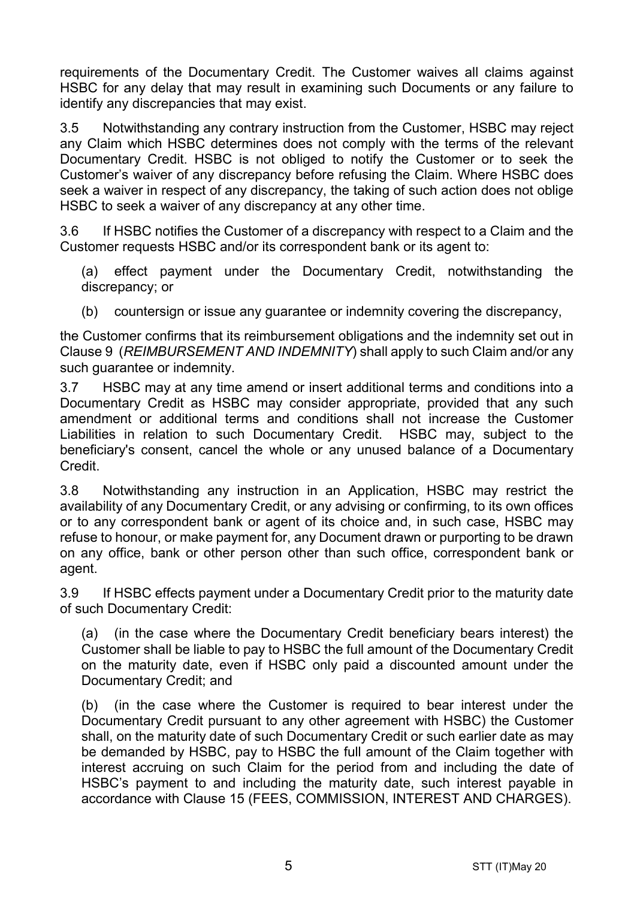requirements of the Documentary Credit. The Customer waives all claims against HSBC for any delay that may result in examining such Documents or any failure to identify any discrepancies that may exist.

3.5 Notwithstanding any contrary instruction from the Customer, HSBC may reject any Claim which HSBC determines does not comply with the terms of the relevant Documentary Credit. HSBC is not obliged to notify the Customer or to seek the Customer's waiver of any discrepancy before refusing the Claim. Where HSBC does seek a waiver in respect of any discrepancy, the taking of such action does not oblige HSBC to seek a waiver of any discrepancy at any other time.

3.6 If HSBC notifies the Customer of a discrepancy with respect to a Claim and the Customer requests HSBC and/or its correspondent bank or its agent to:

(a) effect payment under the Documentary Credit, notwithstanding the discrepancy; or

(b) countersign or issue any guarantee or indemnity covering the discrepancy,

the Customer confirms that its reimbursement obligations and the indemnity set out in Clause 9 (*REIMBURSEMENT AND INDEMNITY*) shall apply to such Claim and/or any such guarantee or indemnity.

3.7 HSBC may at any time amend or insert additional terms and conditions into a Documentary Credit as HSBC may consider appropriate, provided that any such amendment or additional terms and conditions shall not increase the Customer Liabilities in relation to such Documentary Credit. HSBC may, subject to the beneficiary's consent, cancel the whole or any unused balance of a Documentary Credit.

3.8 Notwithstanding any instruction in an Application, HSBC may restrict the availability of any Documentary Credit, or any advising or confirming, to its own offices or to any correspondent bank or agent of its choice and, in such case, HSBC may refuse to honour, or make payment for, any Document drawn or purporting to be drawn on any office, bank or other person other than such office, correspondent bank or agent.

3.9 If HSBC effects payment under a Documentary Credit prior to the maturity date of such Documentary Credit:

(a) (in the case where the Documentary Credit beneficiary bears interest) the Customer shall be liable to pay to HSBC the full amount of the Documentary Credit on the maturity date, even if HSBC only paid a discounted amount under the Documentary Credit; and

(b) (in the case where the Customer is required to bear interest under the Documentary Credit pursuant to any other agreement with HSBC) the Customer shall, on the maturity date of such Documentary Credit or such earlier date as may be demanded by HSBC, pay to HSBC the full amount of the Claim together with interest accruing on such Claim for the period from and including the date of HSBC's payment to and including the maturity date, such interest payable in accordance with Clause 15 (FEES, COMMISSION, INTEREST AND CHARGES).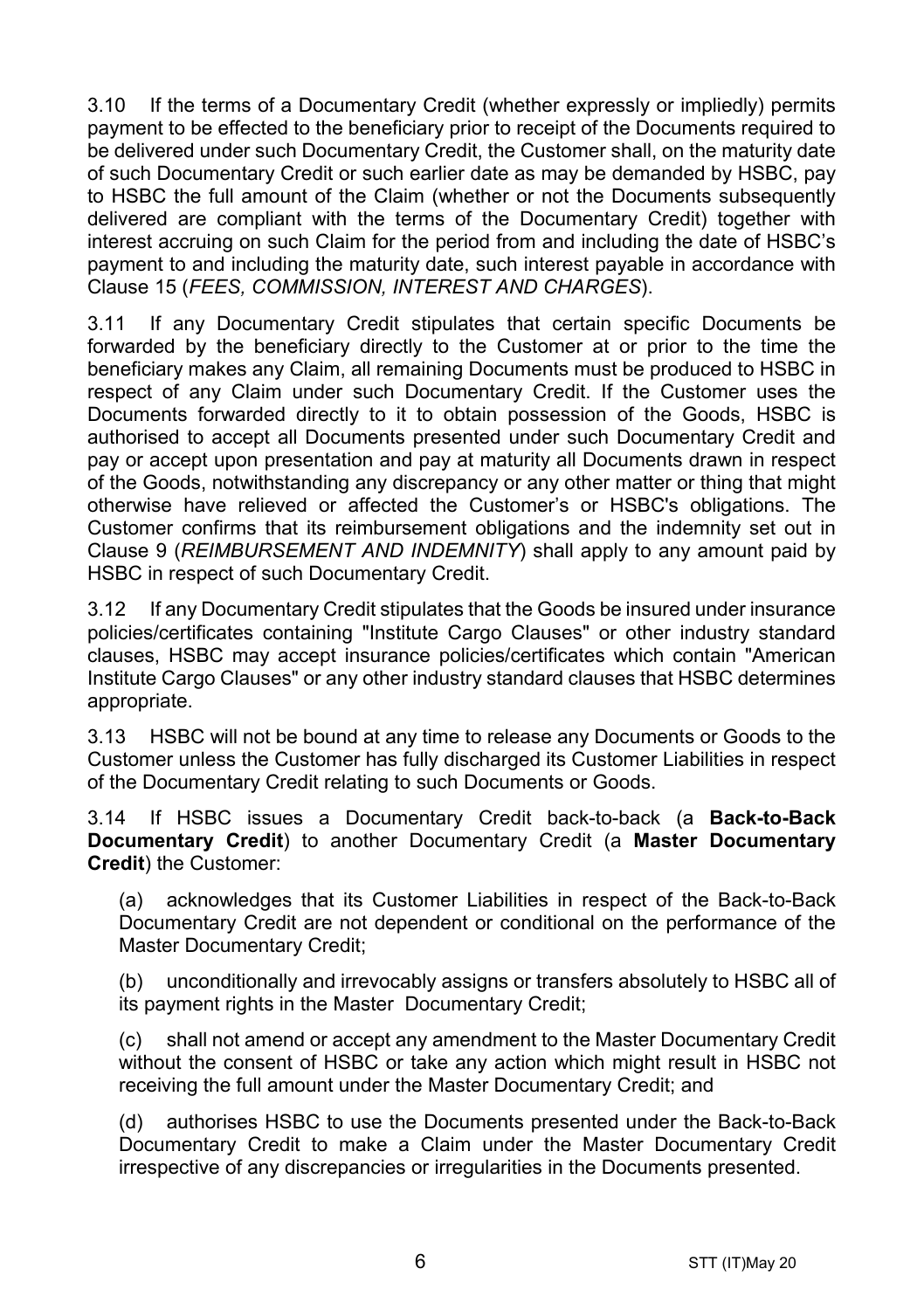3.10 If the terms of a Documentary Credit (whether expressly or impliedly) permits payment to be effected to the beneficiary prior to receipt of the Documents required to be delivered under such Documentary Credit, the Customer shall, on the maturity date of such Documentary Credit or such earlier date as may be demanded by HSBC, pay to HSBC the full amount of the Claim (whether or not the Documents subsequently delivered are compliant with the terms of the Documentary Credit) together with interest accruing on such Claim for the period from and including the date of HSBC's payment to and including the maturity date, such interest payable in accordance with Clause 15 (*FEES, COMMISSION, INTEREST AND CHARGES*).

3.11 If any Documentary Credit stipulates that certain specific Documents be forwarded by the beneficiary directly to the Customer at or prior to the time the beneficiary makes any Claim, all remaining Documents must be produced to HSBC in respect of any Claim under such Documentary Credit. If the Customer uses the Documents forwarded directly to it to obtain possession of the Goods, HSBC is authorised to accept all Documents presented under such Documentary Credit and pay or accept upon presentation and pay at maturity all Documents drawn in respect of the Goods, notwithstanding any discrepancy or any other matter or thing that might otherwise have relieved or affected the Customer's or HSBC's obligations. The Customer confirms that its reimbursement obligations and the indemnity set out in Clause 9 (*REIMBURSEMENT AND INDEMNITY*) shall apply to any amount paid by HSBC in respect of such Documentary Credit.

3.12 If any Documentary Credit stipulates that the Goods be insured under insurance policies/certificates containing "Institute Cargo Clauses" or other industry standard clauses, HSBC may accept insurance policies/certificates which contain "American Institute Cargo Clauses" or any other industry standard clauses that HSBC determines appropriate.

3.13 HSBC will not be bound at any time to release any Documents or Goods to the Customer unless the Customer has fully discharged its Customer Liabilities in respect of the Documentary Credit relating to such Documents or Goods.

3.14 If HSBC issues a Documentary Credit back-to-back (a **Back-to-Back Documentary Credit**) to another Documentary Credit (a **Master Documentary Credit**) the Customer:

(a) acknowledges that its Customer Liabilities in respect of the Back-to-Back Documentary Credit are not dependent or conditional on the performance of the Master Documentary Credit;

(b) unconditionally and irrevocably assigns or transfers absolutely to HSBC all of its payment rights in the Master Documentary Credit;

(c) shall not amend or accept any amendment to the Master Documentary Credit without the consent of HSBC or take any action which might result in HSBC not receiving the full amount under the Master Documentary Credit; and

(d) authorises HSBC to use the Documents presented under the Back-to-Back Documentary Credit to make a Claim under the Master Documentary Credit irrespective of any discrepancies or irregularities in the Documents presented.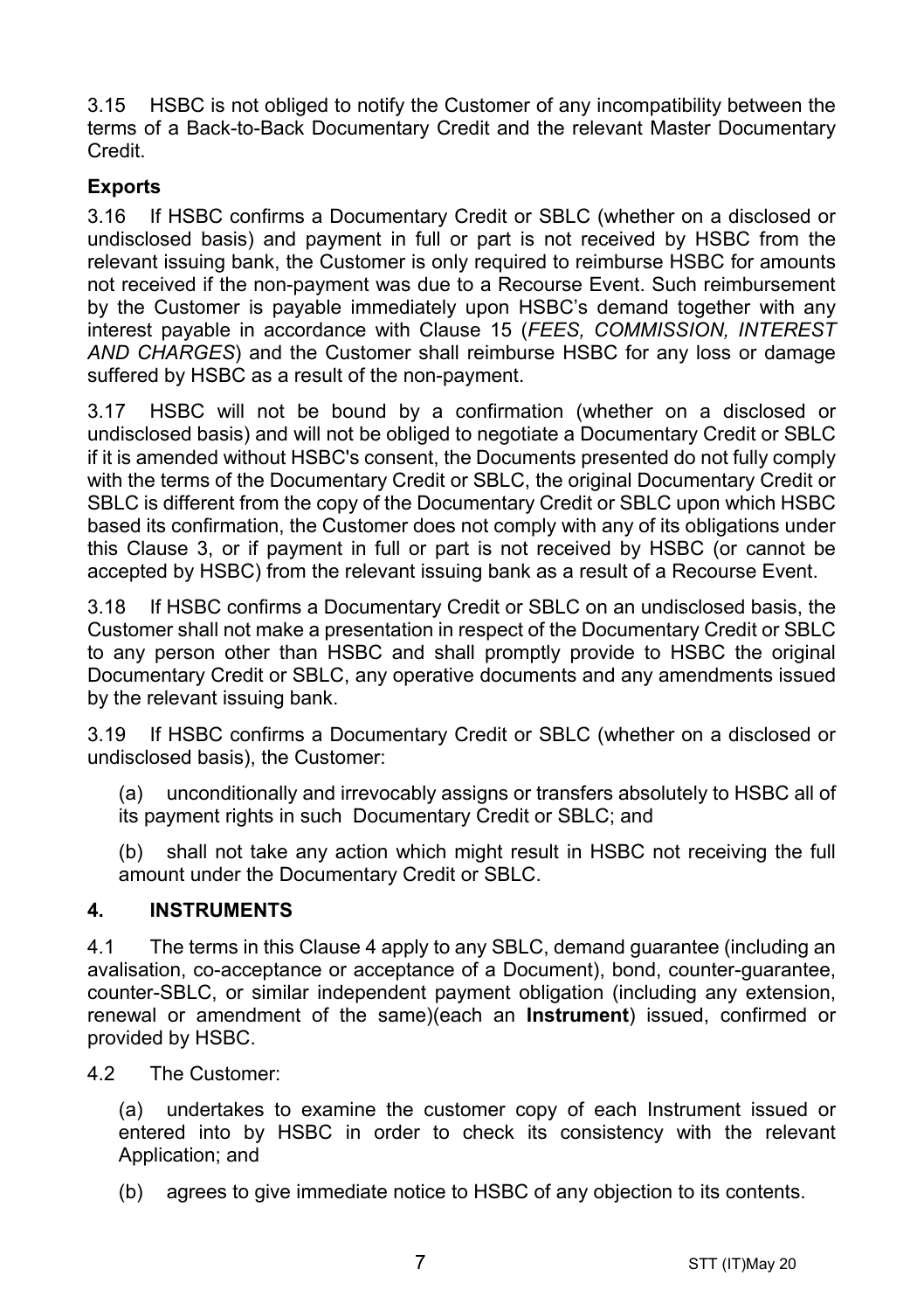3.15 HSBC is not obliged to notify the Customer of any incompatibility between the terms of a Back-to-Back Documentary Credit and the relevant Master Documentary Credit.

**Exports**

3.16 If HSBC confirms a Documentary Credit or SBLC (whether on a disclosed or undisclosed basis) and payment in full or part is not received by HSBC from the relevant issuing bank, the Customer is only required to reimburse HSBC for amounts not received if the non-payment was due to a Recourse Event. Such reimbursement by the Customer is payable immediately upon HSBC's demand together with any interest payable in accordance with Clause 15 (*FEES, COMMISSION, INTEREST AND CHARGES*) and the Customer shall reimburse HSBC for any loss or damage suffered by HSBC as a result of the non-payment.

3.17 HSBC will not be bound by a confirmation (whether on a disclosed or undisclosed basis) and will not be obliged to negotiate a Documentary Credit or SBLC if it is amended without HSBC's consent, the Documents presented do not fully comply with the terms of the Documentary Credit or SBLC, the original Documentary Credit or SBLC is different from the copy of the Documentary Credit or SBLC upon which HSBC based its confirmation, the Customer does not comply with any of its obligations under this Clause 3, or if payment in full or part is not received by HSBC (or cannot be accepted by HSBC) from the relevant issuing bank as a result of a Recourse Event.

3.18 If HSBC confirms a Documentary Credit or SBLC on an undisclosed basis, the Customer shall not make a presentation in respect of the Documentary Credit or SBLC to any person other than HSBC and shall promptly provide to HSBC the original Documentary Credit or SBLC, any operative documents and any amendments issued by the relevant issuing bank.

3.19 If HSBC confirms a Documentary Credit or SBLC (whether on a disclosed or undisclosed basis), the Customer:

(a) unconditionally and irrevocably assigns or transfers absolutely to HSBC all of its payment rights in such Documentary Credit or SBLC; and

(b) shall not take any action which might result in HSBC not receiving the full amount under the Documentary Credit or SBLC.

## 4. INSTRUMENTS

4.1 The terms in this Clause 4 apply to any SBLC, demand guarantee (including an avalisation, co-acceptance or acceptance of a Document), bond, counter-guarantee, counter-SBLC, or similar independent payment obligation (including any extension, renewal or amendment of the same)(each an **Instrument**) issued, confirmed or provided by HSBC.

4.2 The Customer:

(a) undertakes to examine the customer copy of each Instrument issued or entered into by HSBC in order to check its consistency with the relevant Application; and

(b) agrees to give immediate notice to HSBC of any objection to its contents.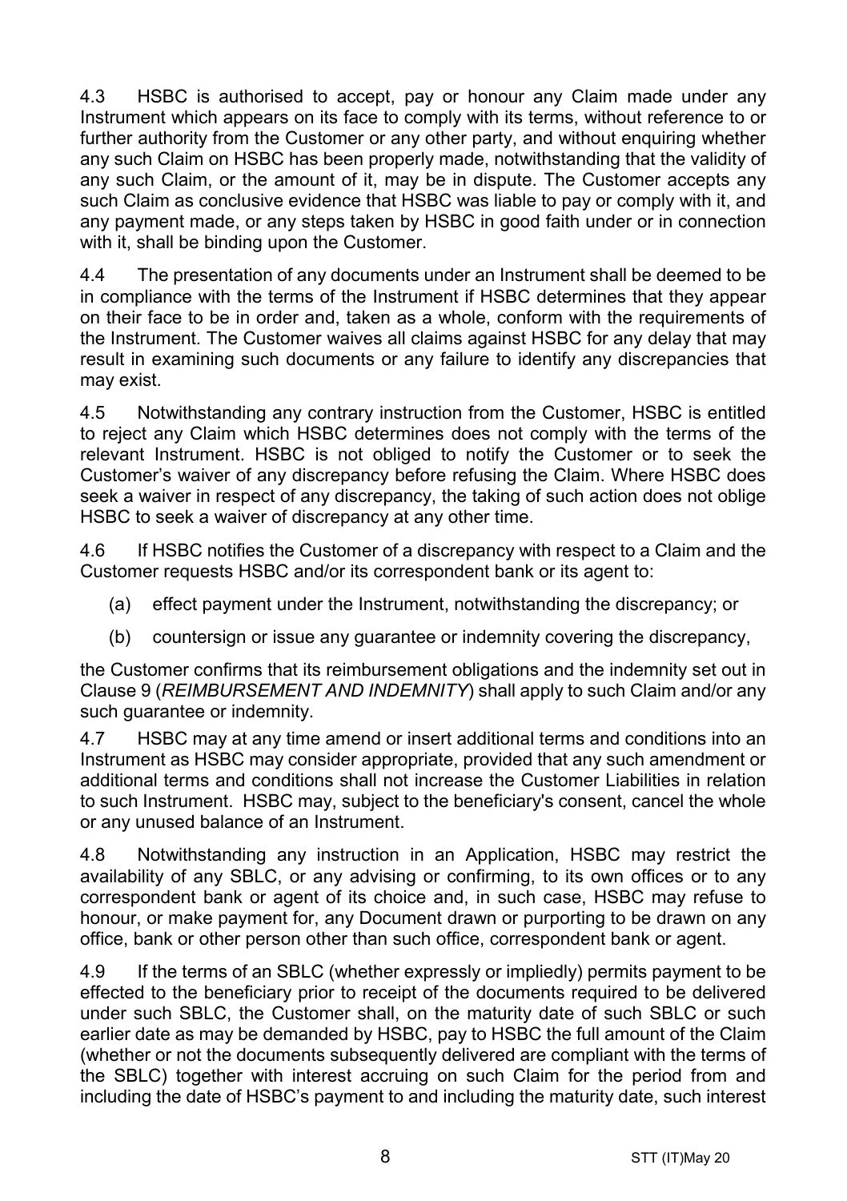4.3 HSBC is authorised to accept, pay or honour any Claim made under any Instrument which appears on its face to comply with its terms, without reference to or further authority from the Customer or any other party, and without enquiring whether any such Claim on HSBC has been properly made, notwithstanding that the validity of any such Claim, or the amount of it, may be in dispute. The Customer accepts any such Claim as conclusive evidence that HSBC was liable to pay or comply with it, and any payment made, or any steps taken by HSBC in good faith under or in connection with it, shall be binding upon the Customer.

4.4 The presentation of any documents under an Instrument shall be deemed to be in compliance with the terms of the Instrument if HSBC determines that they appear on their face to be in order and, taken as a whole, conform with the requirements of the Instrument. The Customer waives all claims against HSBC for any delay that may result in examining such documents or any failure to identify any discrepancies that may exist.

4.5 Notwithstanding any contrary instruction from the Customer, HSBC is entitled to reject any Claim which HSBC determines does not comply with the terms of the relevant Instrument. HSBC is not obliged to notify the Customer or to seek the Customer's waiver of any discrepancy before refusing the Claim. Where HSBC does seek a waiver in respect of any discrepancy, the taking of such action does not oblige HSBC to seek a waiver of discrepancy at any other time.

4.6 If HSBC notifies the Customer of a discrepancy with respect to a Claim and the Customer requests HSBC and/or its correspondent bank or its agent to:

(a) effect payment under the Instrument, notwithstanding the discrepancy; or

(b) countersign or issue any guarantee or indemnity covering the discrepancy,

the Customer confirms that its reimbursement obligations and the indemnity set out in Clause 9 (*REIMBURSEMENT AND INDEMNITY*) shall apply to such Claim and/or any such guarantee or indemnity.

4.7 HSBC may at any time amend or insert additional terms and conditions into an Instrument as HSBC may consider appropriate, provided that any such amendment or additional terms and conditions shall not increase the Customer Liabilities in relation to such Instrument. HSBC may, subject to the beneficiary's consent, cancel the whole or any unused balance of an Instrument.

4.8 Notwithstanding any instruction in an Application, HSBC may restrict the availability of any SBLC, or any advising or confirming, to its own offices or to any correspondent bank or agent of its choice and, in such case, HSBC may refuse to honour, or make payment for, any Document drawn or purporting to be drawn on any office, bank or other person other than such office, correspondent bank or agent.

4.9 If the terms of an SBLC (whether expressly or impliedly) permits payment to be effected to the beneficiary prior to receipt of the documents required to be delivered under such SBLC, the Customer shall, on the maturity date of such SBLC or such earlier date as may be demanded by HSBC, pay to HSBC the full amount of the Claim (whether or not the documents subsequently delivered are compliant with the terms of the SBLC) together with interest accruing on such Claim for the period from and including the date of HSBC's payment to and including the maturity date, such interest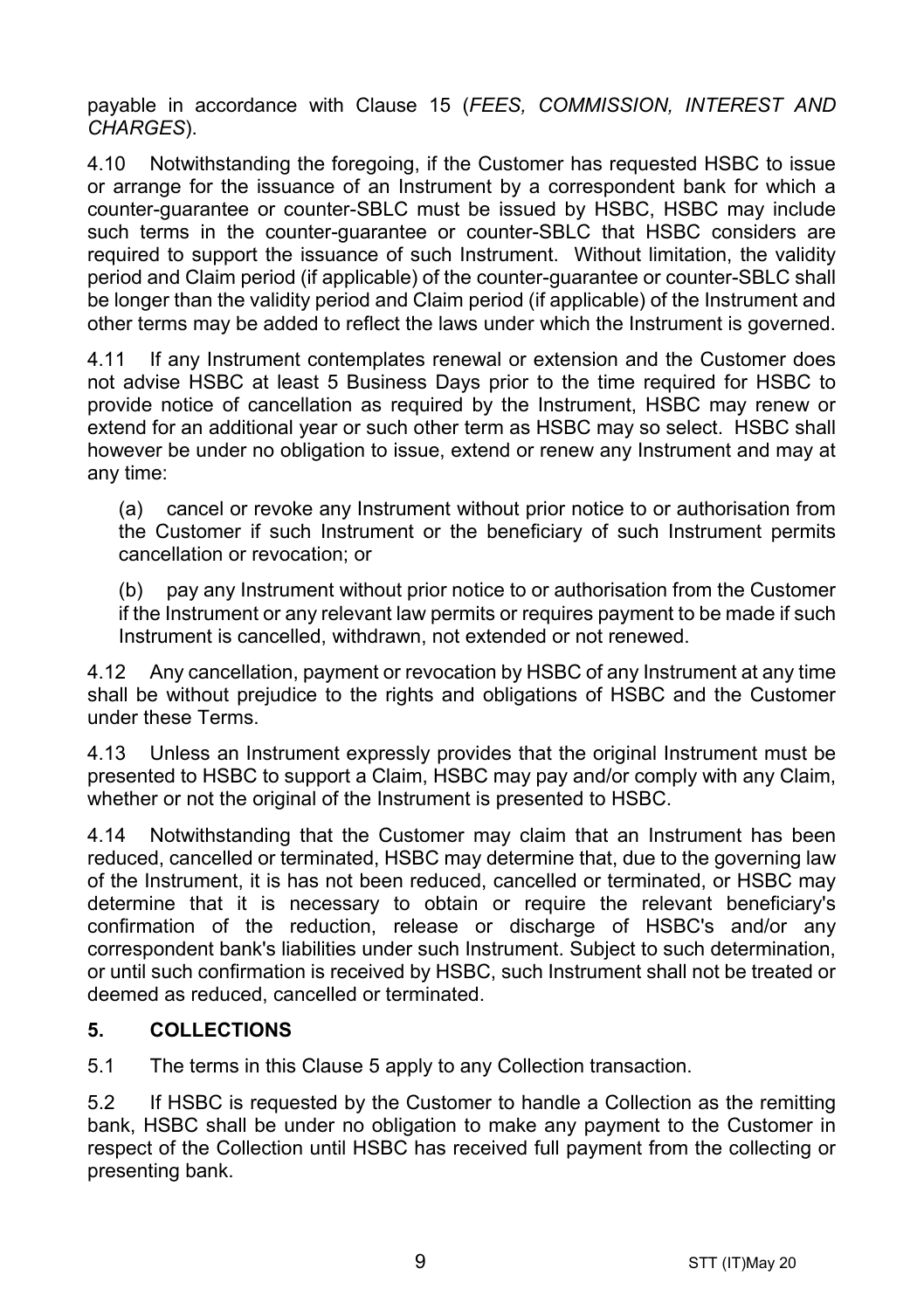payable in accordance with Clause 15 (*FEES, COMMISSION, INTEREST AND CHARGES*).

4.10 Notwithstanding the foregoing, if the Customer has requested HSBC to issue or arrange for the issuance of an Instrument by a correspondent bank for which a counter-guarantee or counter-SBLC must be issued by HSBC, HSBC may include such terms in the counter-guarantee or counter-SBLC that HSBC considers are required to support the issuance of such Instrument. Without limitation, the validity period and Claim period (if applicable) of the counter-guarantee or counter-SBLC shall be longer than the validity period and Claim period (if applicable) of the Instrument and other terms may be added to reflect the laws under which the Instrument is governed.

4.11 If any Instrument contemplates renewal or extension and the Customer does not advise HSBC at least 5 Business Days prior to the time required for HSBC to provide notice of cancellation as required by the Instrument, HSBC may renew or extend for an additional year or such other term as HSBC may so select. HSBC shall however be under no obligation to issue, extend or renew any Instrument and may at any time:

(a) cancel or revoke any Instrument without prior notice to or authorisation from the Customer if such Instrument or the beneficiary of such Instrument permits cancellation or revocation; or

(b) pay any Instrument without prior notice to or authorisation from the Customer if the Instrument or any relevant law permits or requires payment to be made if such Instrument is cancelled, withdrawn, not extended or not renewed.

4.12 Any cancellation, payment or revocation by HSBC of any Instrument at any time shall be without prejudice to the rights and obligations of HSBC and the Customer under these Terms.

4.13 Unless an Instrument expressly provides that the original Instrument must be presented to HSBC to support a Claim, HSBC may pay and/or comply with any Claim, whether or not the original of the Instrument is presented to HSBC.

4.14 Notwithstanding that the Customer may claim that an Instrument has been reduced, cancelled or terminated, HSBC may determine that, due to the governing law of the Instrument, it is has not been reduced, cancelled or terminated, or HSBC may determine that it is necessary to obtain or require the relevant beneficiary's confirmation of the reduction, release or discharge of HSBC's and/or any correspondent bank's liabilities under such Instrument. Subject to such determination, or until such confirmation is received by HSBC, such Instrument shall not be treated or deemed as reduced, cancelled or terminated.

## 5. COLLECTIONS

5.1 The terms in this Clause 5 apply to any Collection transaction.

5.2 If HSBC is requested by the Customer to handle a Collection as the remitting bank, HSBC shall be under no obligation to make any payment to the Customer in respect of the Collection until HSBC has received full payment from the collecting or presenting bank.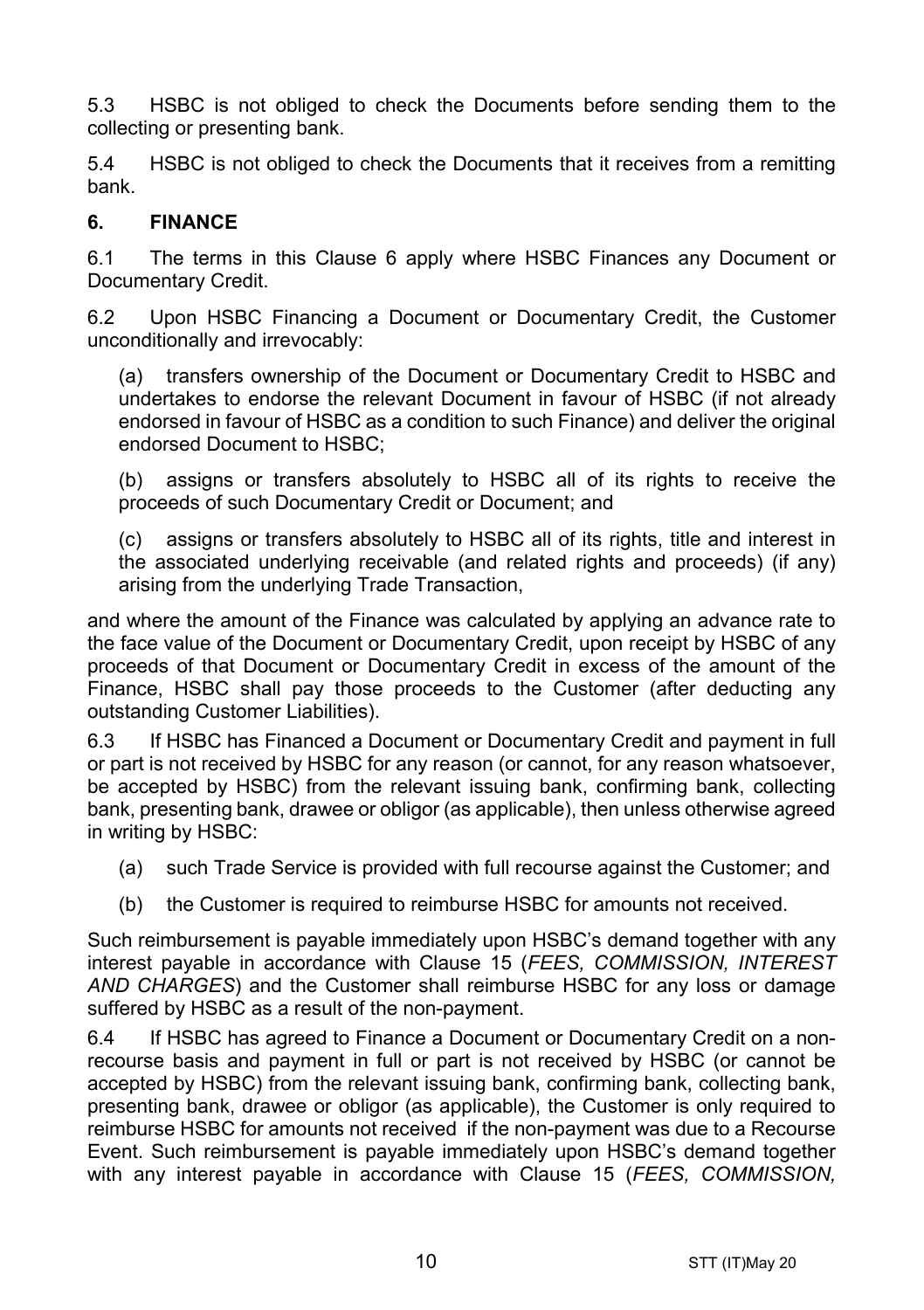5.3 HSBC is not obliged to check the Documents before sending them to the collecting or presenting bank.

5.4 HSBC is not obliged to check the Documents that it receives from a remitting bank.

## 6. FINANCE

6.1 The terms in this Clause 6 apply where HSBC Finances any Document or Documentary Credit.

6.2 Upon HSBC Financing a Document or Documentary Credit, the Customer unconditionally and irrevocably:

(a) transfers ownership of the Document or Documentary Credit to HSBC and undertakes to endorse the relevant Document in favour of HSBC (if not already endorsed in favour of HSBC as a condition to such Finance) and deliver the original endorsed Document to HSBC;

(b) assigns or transfers absolutely to HSBC all of its rights to receive the proceeds of such Documentary Credit or Document; and

(c) assigns or transfers absolutely to HSBC all of its rights, title and interest in the associated underlying receivable (and related rights and proceeds) (if any) arising from the underlying Trade Transaction,

and where the amount of the Finance was calculated by applying an advance rate to the face value of the Document or Documentary Credit, upon receipt by HSBC of any proceeds of that Document or Documentary Credit in excess of the amount of the Finance, HSBC shall pay those proceeds to the Customer (after deducting any outstanding Customer Liabilities).

6.3 If HSBC has Financed a Document or Documentary Credit and payment in full or part is not received by HSBC for any reason (or cannot, for any reason whatsoever, be accepted by HSBC) from the relevant issuing bank, confirming bank, collecting bank, presenting bank, drawee or obligor (as applicable), then unless otherwise agreed in writing by HSBC:

(a) such Trade Service is provided with full recourse against the Customer; and

(b) the Customer is required to reimburse HSBC for amounts not received.

Such reimbursement is payable immediately upon HSBC's demand together with any interest payable in accordance with Clause 15 (*FEES, COMMISSION, INTEREST AND CHARGES*) and the Customer shall reimburse HSBC for any loss or damage suffered by HSBC as a result of the non-payment.

6.4 If HSBC has agreed to Finance a Document or Documentary Credit on a non-recourse basis and payment in full or part is not received by HSBC (or cannot be accepted by HSBC) from the relevant issuing bank, confirming bank, collecting bank, presenting bank, drawee or obligor (as applicable), the Customer is only required to reimburse HSBC for amounts not received if the non-payment was due to a Recourse Event. Such reimbursement is payable immediately upon HSBC's demand together with any interest payable in accordance with Clause 15 (*FEES, COMMISSION,*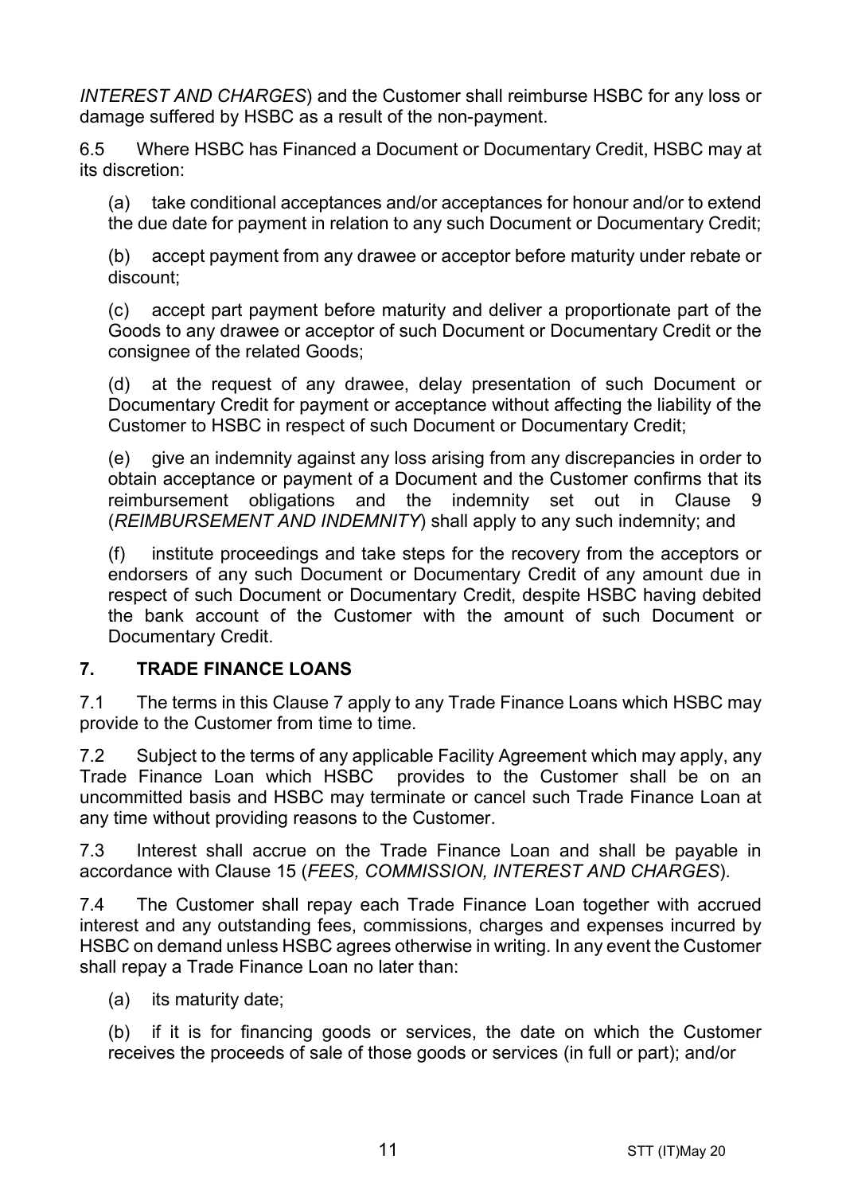*INTEREST AND CHARGES*) and the Customer shall reimburse HSBC for any loss or damage suffered by HSBC as a result of the non-payment.

6.5 Where HSBC has Financed a Document or Documentary Credit, HSBC may at its discretion:

(a) take conditional acceptances and/or acceptances for honour and/or to extend the due date for payment in relation to any such Document or Documentary Credit;

(b) accept payment from any drawee or acceptor before maturity under rebate or discount;

(c) accept part payment before maturity and deliver a proportionate part of the Goods to any drawee or acceptor of such Document or Documentary Credit or the consignee of the related Goods;

(d) at the request of any drawee, delay presentation of such Document or Documentary Credit for payment or acceptance without affecting the liability of the Customer to HSBC in respect of such Document or Documentary Credit;

(e) give an indemnity against any loss arising from any discrepancies in order to obtain acceptance or payment of a Document and the Customer confirms that its reimbursement obligations and the indemnity set out in Clause 9 (*REIMBURSEMENT AND INDEMNITY*) shall apply to any such indemnity; and

(f) institute proceedings and take steps for the recovery from the acceptors or endorsers of any such Document or Documentary Credit of any amount due in respect of such Document or Documentary Credit, despite HSBC having debited the bank account of the Customer with the amount of such Document or Documentary Credit.

## 7. TRADE FINANCE LOANS

7.1 The terms in this Clause 7 apply to any Trade Finance Loans which HSBC may provide to the Customer from time to time.

7.2 Subject to the terms of any applicable Facility Agreement which may apply, any Trade Finance Loan which HSBC provides to the Customer shall be on an uncommitted basis and HSBC may terminate or cancel such Trade Finance Loan at any time without providing reasons to the Customer.

7.3 Interest shall accrue on the Trade Finance Loan and shall be payable in accordance with Clause 15 (*FEES, COMMISSION, INTEREST AND CHARGES*).

7.4 The Customer shall repay each Trade Finance Loan together with accrued interest and any outstanding fees, commissions, charges and expenses incurred by HSBC on demand unless HSBC agrees otherwise in writing. In any event the Customer shall repay a Trade Finance Loan no later than:

(a) its maturity date;

(b) if it is for financing goods or services, the date on which the Customer receives the proceeds of sale of those goods or services (in full or part); and/or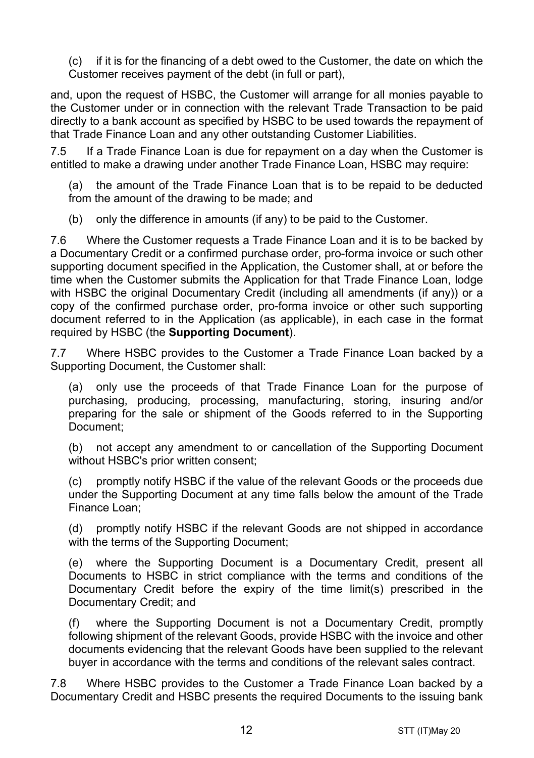(c) if it is for the financing of a debt owed to the Customer, the date on which the Customer receives payment of the debt (in full or part),

and, upon the request of HSBC, the Customer will arrange for all monies payable to the Customer under or in connection with the relevant Trade Transaction to be paid directly to a bank account as specified by HSBC to be used towards the repayment of that Trade Finance Loan and any other outstanding Customer Liabilities.

7.5 If a Trade Finance Loan is due for repayment on a day when the Customer is entitled to make a drawing under another Trade Finance Loan, HSBC may require:

(a) the amount of the Trade Finance Loan that is to be repaid to be deducted from the amount of the drawing to be made; and

(b) only the difference in amounts (if any) to be paid to the Customer.

7.6 Where the Customer requests a Trade Finance Loan and it is to be backed by a Documentary Credit or a confirmed purchase order, pro-forma invoice or such other supporting document specified in the Application, the Customer shall, at or before the time when the Customer submits the Application for that Trade Finance Loan, lodge with HSBC the original Documentary Credit (including all amendments (if any)) or a copy of the confirmed purchase order, pro-forma invoice or other such supporting document referred to in the Application (as applicable), in each case in the format required by HSBC (the **Supporting Document**).

7.7 Where HSBC provides to the Customer a Trade Finance Loan backed by a Supporting Document, the Customer shall:

(a) only use the proceeds of that Trade Finance Loan for the purpose of purchasing, producing, processing, manufacturing, storing, insuring and/or preparing for the sale or shipment of the Goods referred to in the Supporting Document;

(b) not accept any amendment to or cancellation of the Supporting Document without HSBC's prior written consent;

(c) promptly notify HSBC if the value of the relevant Goods or the proceeds due under the Supporting Document at any time falls below the amount of the Trade Finance Loan;

(d) promptly notify HSBC if the relevant Goods are not shipped in accordance with the terms of the Supporting Document;

(e) where the Supporting Document is a Documentary Credit, present all Documents to HSBC in strict compliance with the terms and conditions of the Documentary Credit before the expiry of the time limit(s) prescribed in the Documentary Credit; and

(f) where the Supporting Document is not a Documentary Credit, promptly following shipment of the relevant Goods, provide HSBC with the invoice and other documents evidencing that the relevant Goods have been supplied to the relevant buyer in accordance with the terms and conditions of the relevant sales contract.

7.8 Where HSBC provides to the Customer a Trade Finance Loan backed by a Documentary Credit and HSBC presents the required Documents to the issuing bank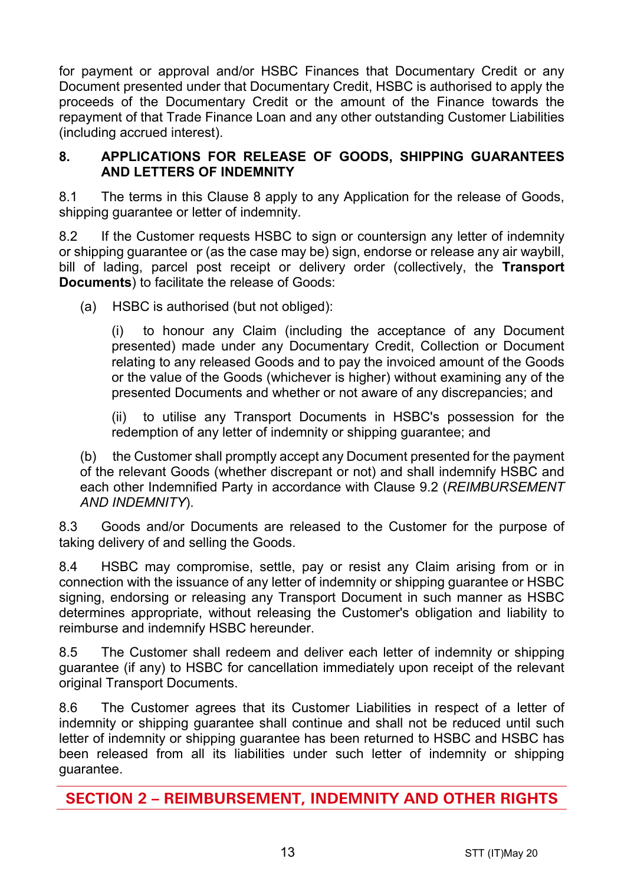for payment or approval and/or HSBC Finances that Documentary Credit or any Document presented under that Documentary Credit, HSBC is authorised to apply the proceeds of the Documentary Credit or the amount of the Finance towards the repayment of that Trade Finance Loan and any other outstanding Customer Liabilities (including accrued interest).

### 8. APPLICATIONS FOR RELEASE OF GOODS, SHIPPING GUARANTEES AND LETTERS OF INDEMNITY

8.1 The terms in this Clause 8 apply to any Application for the release of Goods, shipping guarantee or letter of indemnity.

8.2 If the Customer requests HSBC to sign or countersign any letter of indemnity or shipping guarantee or (as the case may be) sign, endorse or release any air waybill, bill of lading, parcel post receipt or delivery order (collectively, the **Transport Documents**) to facilitate the release of Goods:

(a) HSBC is authorised (but not obliged):

(i) to honour any Claim (including the acceptance of any Document presented) made under any Documentary Credit, Collection or Document relating to any released Goods and to pay the invoiced amount of the Goods or the value of the Goods (whichever is higher) without examining any of the presented Documents and whether or not aware of any discrepancies; and

(ii) to utilise any Transport Documents in HSBC's possession for the redemption of any letter of indemnity or shipping guarantee; and

(b) the Customer shall promptly accept any Document presented for the payment of the relevant Goods (whether discrepant or not) and shall indemnify HSBC and each other Indemnified Party in accordance with Clause 9.2 (*REIMBURSEMENT AND INDEMNITY*).

8.3 Goods and/or Documents are released to the Customer for the purpose of taking delivery of and selling the Goods.

8.4 HSBC may compromise, settle, pay or resist any Claim arising from or in connection with the issuance of any letter of indemnity or shipping guarantee or HSBC signing, endorsing or releasing any Transport Document in such manner as HSBC determines appropriate, without releasing the Customer's obligation and liability to reimburse and indemnify HSBC hereunder.

8.5 The Customer shall redeem and deliver each letter of indemnity or shipping guarantee (if any) to HSBC for cancellation immediately upon receipt of the relevant original Transport Documents.

8.6 The Customer agrees that its Customer Liabilities in respect of a letter of indemnity or shipping guarantee shall continue and shall not be reduced until such letter of indemnity or shipping guarantee has been returned to HSBC and HSBC has been released from all its liabilities under such letter of indemnity or shipping guarantee.

## SECTION 2 – REIMBURSEMENT, INDEMNITY AND OTHER RIGHTS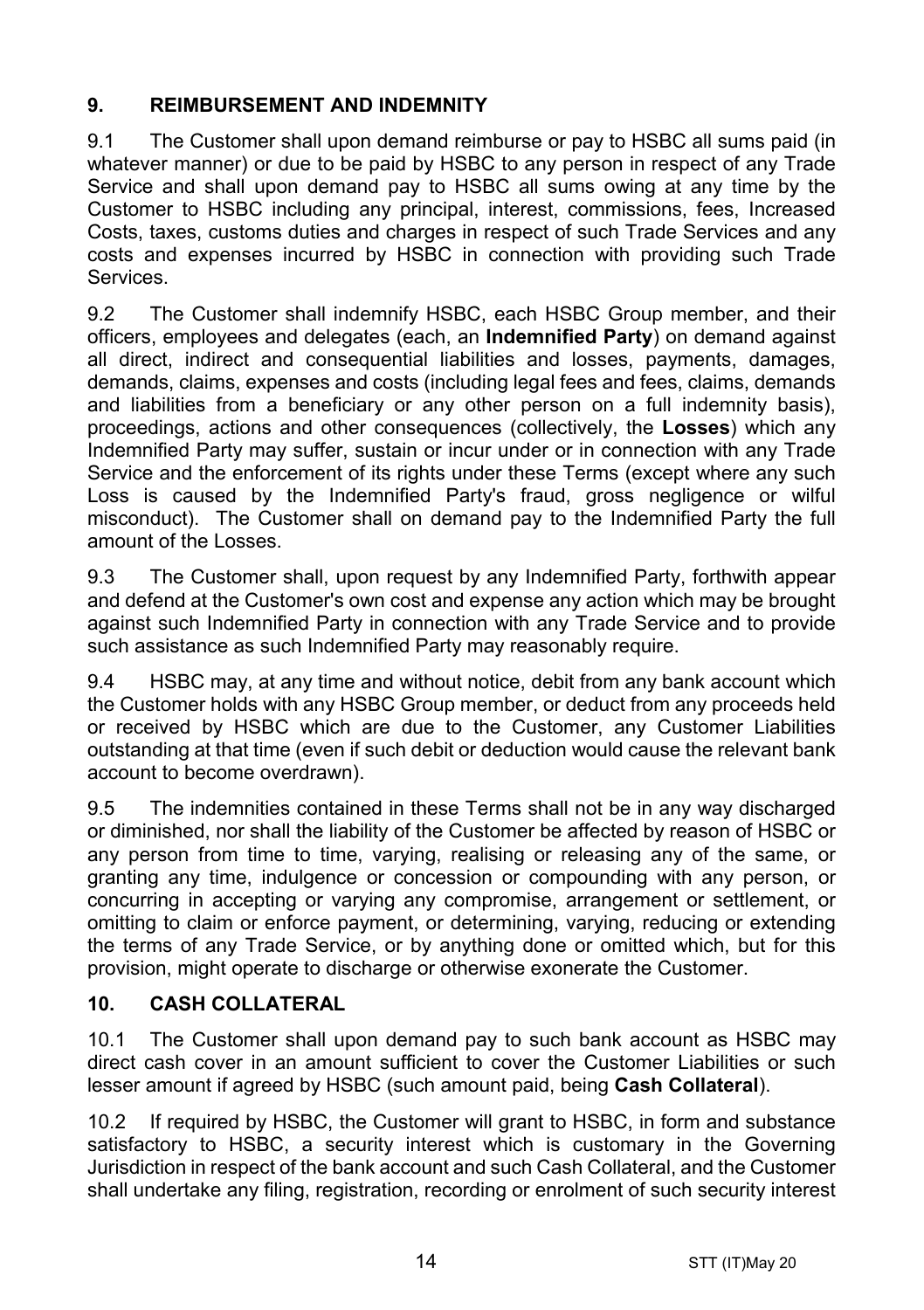## 9. REIMBURSEMENT AND INDEMNITY

9.1 The Customer shall upon demand reimburse or pay to HSBC all sums paid (in whatever manner) or due to be paid by HSBC to any person in respect of any Trade Service and shall upon demand pay to HSBC all sums owing at any time by the Customer to HSBC including any principal, interest, commissions, fees, Increased Costs, taxes, customs duties and charges in respect of such Trade Services and any costs and expenses incurred by HSBC in connection with providing such Trade Services.

9.2 The Customer shall indemnify HSBC, each HSBC Group member, and their officers, employees and delegates (each, an **Indemnified Party**) on demand against all direct, indirect and consequential liabilities and losses, payments, damages, demands, claims, expenses and costs (including legal fees and fees, claims, demands and liabilities from a beneficiary or any other person on a full indemnity basis), proceedings, actions and other consequences (collectively, the **Losses**) which any Indemnified Party may suffer, sustain or incur under or in connection with any Trade Service and the enforcement of its rights under these Terms (except where any such Loss is caused by the Indemnified Party's fraud, gross negligence or wilful misconduct). The Customer shall on demand pay to the Indemnified Party the full amount of the Losses.

9.3 The Customer shall, upon request by any Indemnified Party, forthwith appear and defend at the Customer's own cost and expense any action which may be brought against such Indemnified Party in connection with any Trade Service and to provide such assistance as such Indemnified Party may reasonably require.

9.4 HSBC may, at any time and without notice, debit from any bank account which the Customer holds with any HSBC Group member, or deduct from any proceeds held or received by HSBC which are due to the Customer, any Customer Liabilities outstanding at that time (even if such debit or deduction would cause the relevant bank account to become overdrawn).

9.5 The indemnities contained in these Terms shall not be in any way discharged or diminished, nor shall the liability of the Customer be affected by reason of HSBC or any person from time to time, varying, realising or releasing any of the same, or granting any time, indulgence or concession or compounding with any person, or concurring in accepting or varying any compromise, arrangement or settlement, or omitting to claim or enforce payment, or determining, varying, reducing or extending the terms of any Trade Service, or by anything done or omitted which, but for this provision, might operate to discharge or otherwise exonerate the Customer.

## 10. CASH COLLATERAL

10.1 The Customer shall upon demand pay to such bank account as HSBC may direct cash cover in an amount sufficient to cover the Customer Liabilities or such lesser amount if agreed by HSBC (such amount paid, being **Cash Collateral**).

10.2 If required by HSBC, the Customer will grant to HSBC, in form and substance satisfactory to HSBC, a security interest which is customary in the Governing Jurisdiction in respect of the bank account and such Cash Collateral, and the Customer shall undertake any filing, registration, recording or enrolment of such security interest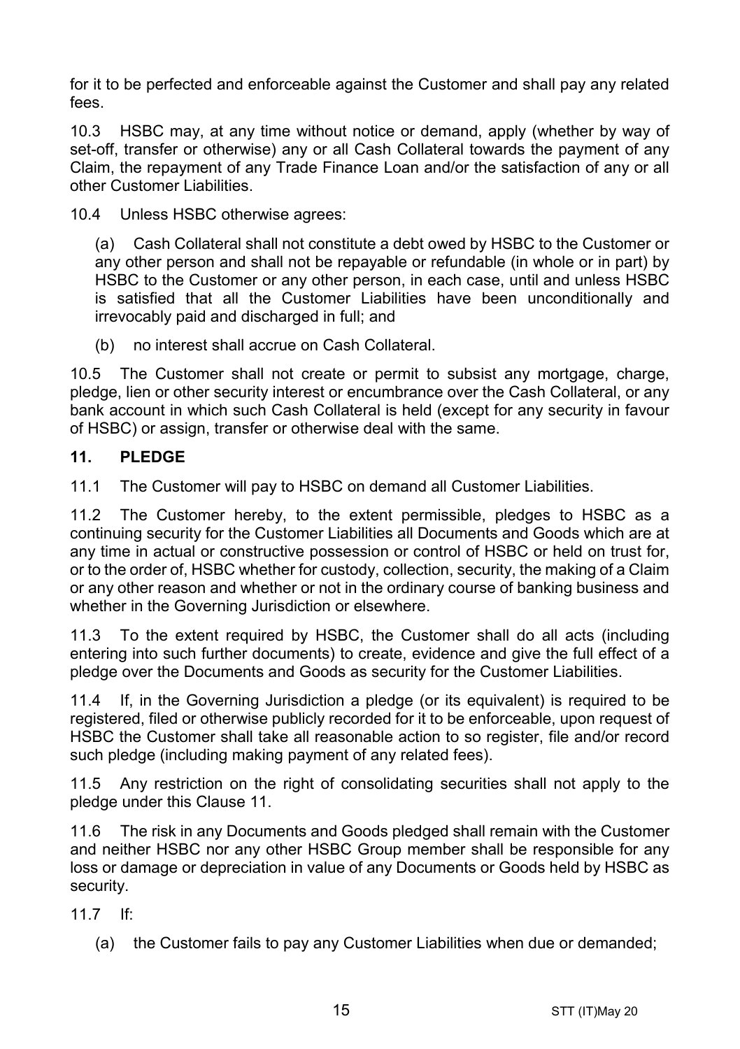for it to be perfected and enforceable against the Customer and shall pay any related fees.

10.3 HSBC may, at any time without notice or demand, apply (whether by way of set-off, transfer or otherwise) any or all Cash Collateral towards the payment of any Claim, the repayment of any Trade Finance Loan and/or the satisfaction of any or all other Customer Liabilities.

10.4 Unless HSBC otherwise agrees:

(a) Cash Collateral shall not constitute a debt owed by HSBC to the Customer or any other person and shall not be repayable or refundable (in whole or in part) by HSBC to the Customer or any other person, in each case, until and unless HSBC is satisfied that all the Customer Liabilities have been unconditionally and irrevocably paid and discharged in full; and

(b) no interest shall accrue on Cash Collateral.

10.5 The Customer shall not create or permit to subsist any mortgage, charge, pledge, lien or other security interest or encumbrance over the Cash Collateral, or any bank account in which such Cash Collateral is held (except for any security in favour of HSBC) or assign, transfer or otherwise deal with the same.

## 11. PLEDGE

11.1 The Customer will pay to HSBC on demand all Customer Liabilities.

11.2 The Customer hereby, to the extent permissible, pledges to HSBC as a continuing security for the Customer Liabilities all Documents and Goods which are at any time in actual or constructive possession or control of HSBC or held on trust for, or to the order of, HSBC whether for custody, collection, security, the making of a Claim or any other reason and whether or not in the ordinary course of banking business and whether in the Governing Jurisdiction or elsewhere.

11.3 To the extent required by HSBC, the Customer shall do all acts (including entering into such further documents) to create, evidence and give the full effect of a pledge over the Documents and Goods as security for the Customer Liabilities.

11.4 If, in the Governing Jurisdiction a pledge (or its equivalent) is required to be registered, filed or otherwise publicly recorded for it to be enforceable, upon request of HSBC the Customer shall take all reasonable action to so register, file and/or record such pledge (including making payment of any related fees).

11.5 Any restriction on the right of consolidating securities shall not apply to the pledge under this Clause 11.

11.6 The risk in any Documents and Goods pledged shall remain with the Customer and neither HSBC nor any other HSBC Group member shall be responsible for any loss or damage or depreciation in value of any Documents or Goods held by HSBC as security.

11.7 If:

(a) the Customer fails to pay any Customer Liabilities when due or demanded;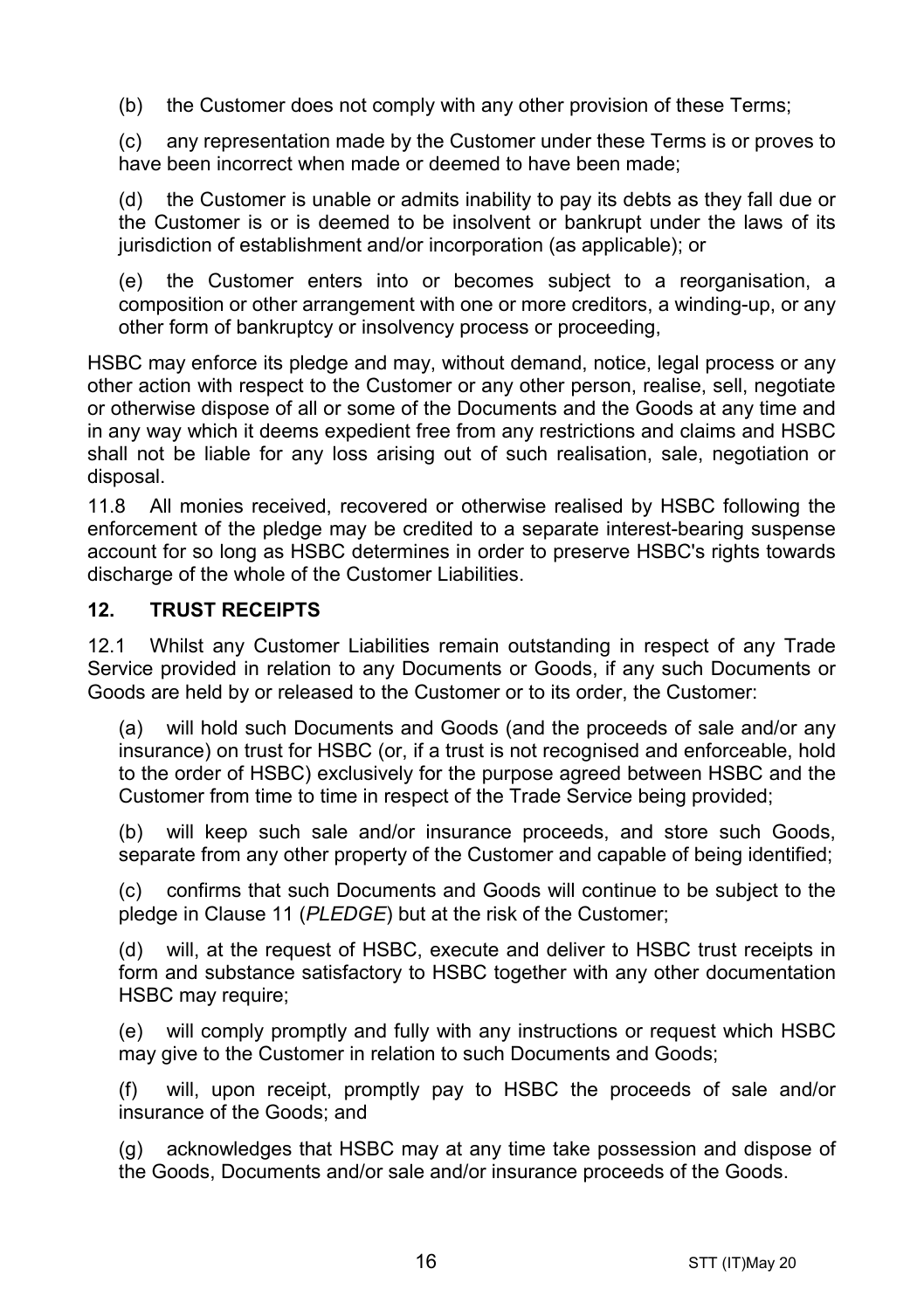(b) the Customer does not comply with any other provision of these Terms;

(c) any representation made by the Customer under these Terms is or proves to have been incorrect when made or deemed to have been made;

(d) the Customer is unable or admits inability to pay its debts as they fall due or the Customer is or is deemed to be insolvent or bankrupt under the laws of its jurisdiction of establishment and/or incorporation (as applicable); or

(e) the Customer enters into or becomes subject to a reorganisation, a composition or other arrangement with one or more creditors, a winding-up, or any other form of bankruptcy or insolvency process or proceeding,

HSBC may enforce its pledge and may, without demand, notice, legal process or any other action with respect to the Customer or any other person, realise, sell, negotiate or otherwise dispose of all or some of the Documents and the Goods at any time and in any way which it deems expedient free from any restrictions and claims and HSBC shall not be liable for any loss arising out of such realisation, sale, negotiation or disposal.

11.8 All monies received, recovered or otherwise realised by HSBC following the enforcement of the pledge may be credited to a separate interest-bearing suspense account for so long as HSBC determines in order to preserve HSBC's rights towards discharge of the whole of the Customer Liabilities.

## 12. TRUST RECEIPTS

12.1 Whilst any Customer Liabilities remain outstanding in respect of any Trade Service provided in relation to any Documents or Goods, if any such Documents or Goods are held by or released to the Customer or to its order, the Customer:

(a) will hold such Documents and Goods (and the proceeds of sale and/or any insurance) on trust for HSBC (or, if a trust is not recognised and enforceable, hold to the order of HSBC) exclusively for the purpose agreed between HSBC and the Customer from time to time in respect of the Trade Service being provided;

(b) will keep such sale and/or insurance proceeds, and store such Goods, separate from any other property of the Customer and capable of being identified;

(c) confirms that such Documents and Goods will continue to be subject to the pledge in Clause 11 (*PLEDGE*) but at the risk of the Customer;

(d) will, at the request of HSBC, execute and deliver to HSBC trust receipts in form and substance satisfactory to HSBC together with any other documentation HSBC may require;

(e) will comply promptly and fully with any instructions or request which HSBC may give to the Customer in relation to such Documents and Goods;

(f) will, upon receipt, promptly pay to HSBC the proceeds of sale and/or insurance of the Goods; and

(g) acknowledges that HSBC may at any time take possession and dispose of the Goods, Documents and/or sale and/or insurance proceeds of the Goods.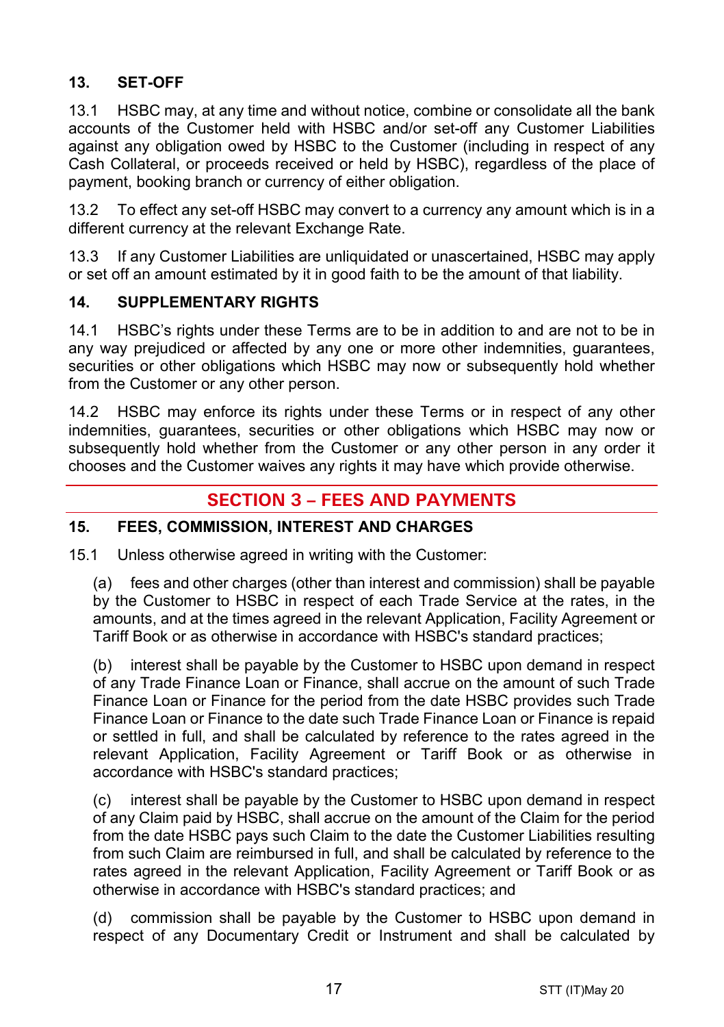## 13. SET-OFF

13.1 HSBC may, at any time and without notice, combine or consolidate all the bank accounts of the Customer held with HSBC and/or set-off any Customer Liabilities against any obligation owed by HSBC to the Customer (including in respect of any Cash Collateral, or proceeds received or held by HSBC), regardless of the place of payment, booking branch or currency of either obligation.

13.2 To effect any set-off HSBC may convert to a currency any amount which is in a different currency at the relevant Exchange Rate.

13.3 If any Customer Liabilities are unliquidated or unascertained, HSBC may apply or set off an amount estimated by it in good faith to be the amount of that liability.

## 14. SUPPLEMENTARY RIGHTS

14.1 HSBC's rights under these Terms are to be in addition to and are not to be in any way prejudiced or affected by any one or more other indemnities, guarantees, securities or other obligations which HSBC may now or subsequently hold whether from the Customer or any other person.

14.2 HSBC may enforce its rights under these Terms or in respect of any other indemnities, guarantees, securities or other obligations which HSBC may now or subsequently hold whether from the Customer or any other person in any order it chooses and the Customer waives any rights it may have which provide otherwise.

# SECTION 3 – FEES AND PAYMENTS

## 15. FEES, COMMISSION, INTEREST AND CHARGES

15.1 Unless otherwise agreed in writing with the Customer:

(a) fees and other charges (other than interest and commission) shall be payable by the Customer to HSBC in respect of each Trade Service at the rates, in the amounts, and at the times agreed in the relevant Application, Facility Agreement or Tariff Book or as otherwise in accordance with HSBC's standard practices;

(b) interest shall be payable by the Customer to HSBC upon demand in respect of any Trade Finance Loan or Finance, shall accrue on the amount of such Trade Finance Loan or Finance for the period from the date HSBC provides such Trade Finance Loan or Finance to the date such Trade Finance Loan or Finance is repaid or settled in full, and shall be calculated by reference to the rates agreed in the relevant Application, Facility Agreement or Tariff Book or as otherwise in accordance with HSBC's standard practices;

(c) interest shall be payable by the Customer to HSBC upon demand in respect of any Claim paid by HSBC, shall accrue on the amount of the Claim for the period from the date HSBC pays such Claim to the date the Customer Liabilities resulting from such Claim are reimbursed in full, and shall be calculated by reference to the rates agreed in the relevant Application, Facility Agreement or Tariff Book or as otherwise in accordance with HSBC's standard practices; and

(d) commission shall be payable by the Customer to HSBC upon demand in respect of any Documentary Credit or Instrument and shall be calculated by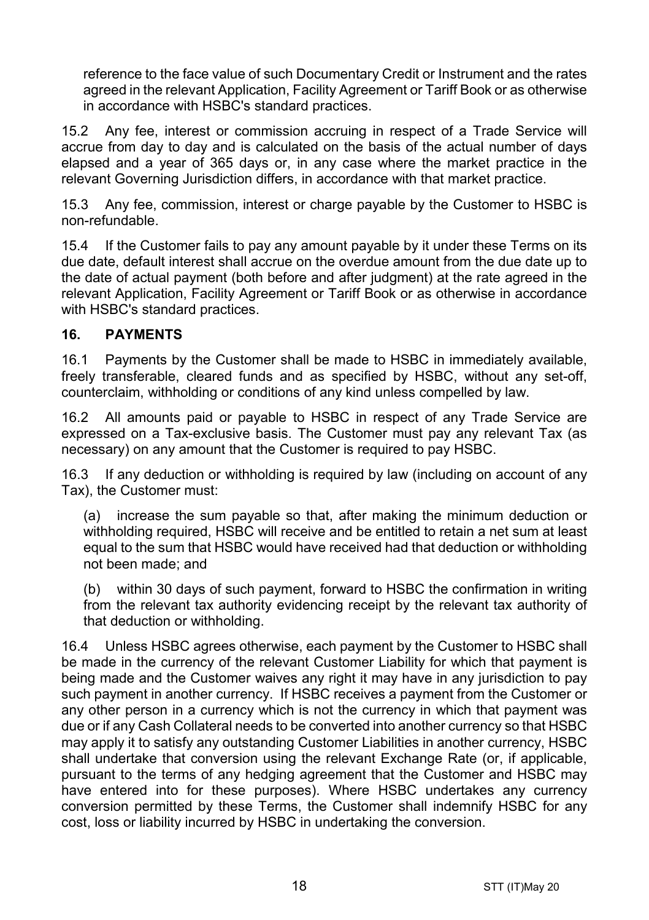reference to the face value of such Documentary Credit or Instrument and the rates agreed in the relevant Application, Facility Agreement or Tariff Book or as otherwise in accordance with HSBC's standard practices.

15.2 Any fee, interest or commission accruing in respect of a Trade Service will accrue from day to day and is calculated on the basis of the actual number of days elapsed and a year of 365 days or, in any case where the market practice in the relevant Governing Jurisdiction differs, in accordance with that market practice.

15.3 Any fee, commission, interest or charge payable by the Customer to HSBC is non-refundable.

15.4 If the Customer fails to pay any amount payable by it under these Terms on its due date, default interest shall accrue on the overdue amount from the due date up to the date of actual payment (both before and after judgment) at the rate agreed in the relevant Application, Facility Agreement or Tariff Book or as otherwise in accordance with HSBC's standard practices.

## 16. PAYMENTS

16.1 Payments by the Customer shall be made to HSBC in immediately available, freely transferable, cleared funds and as specified by HSBC, without any set-off, counterclaim, withholding or conditions of any kind unless compelled by law.

16.2 All amounts paid or payable to HSBC in respect of any Trade Service are expressed on a Tax-exclusive basis. The Customer must pay any relevant Tax (as necessary) on any amount that the Customer is required to pay HSBC.

16.3 If any deduction or withholding is required by law (including on account of any Tax), the Customer must:

(a) increase the sum payable so that, after making the minimum deduction or withholding required, HSBC will receive and be entitled to retain a net sum at least equal to the sum that HSBC would have received had that deduction or withholding not been made; and

(b) within 30 days of such payment, forward to HSBC the confirmation in writing from the relevant tax authority evidencing receipt by the relevant tax authority of that deduction or withholding.

16.4 Unless HSBC agrees otherwise, each payment by the Customer to HSBC shall be made in the currency of the relevant Customer Liability for which that payment is being made and the Customer waives any right it may have in any jurisdiction to pay such payment in another currency. If HSBC receives a payment from the Customer or any other person in a currency which is not the currency in which that payment was due or if any Cash Collateral needs to be converted into another currency so that HSBC may apply it to satisfy any outstanding Customer Liabilities in another currency, HSBC shall undertake that conversion using the relevant Exchange Rate (or, if applicable, pursuant to the terms of any hedging agreement that the Customer and HSBC may have entered into for these purposes). Where HSBC undertakes any currency conversion permitted by these Terms, the Customer shall indemnify HSBC for any cost, loss or liability incurred by HSBC in undertaking the conversion.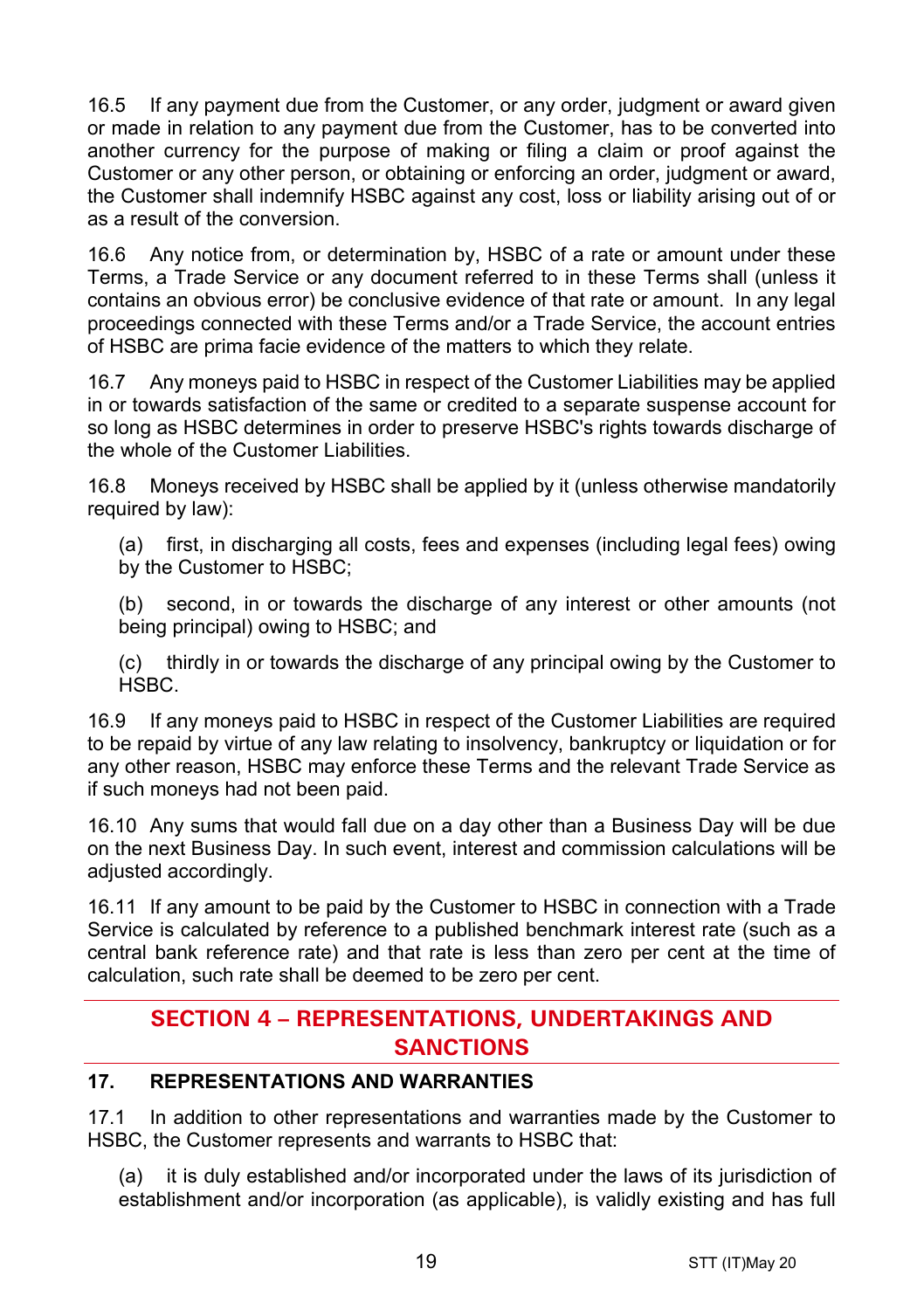16.5 If any payment due from the Customer, or any order, judgment or award given or made in relation to any payment due from the Customer, has to be converted into another currency for the purpose of making or filing a claim or proof against the Customer or any other person, or obtaining or enforcing an order, judgment or award, the Customer shall indemnify HSBC against any cost, loss or liability arising out of or as a result of the conversion.

16.6 Any notice from, or determination by, HSBC of a rate or amount under these Terms, a Trade Service or any document referred to in these Terms shall (unless it contains an obvious error) be conclusive evidence of that rate or amount. In any legal proceedings connected with these Terms and/or a Trade Service, the account entries of HSBC are prima facie evidence of the matters to which they relate.

16.7 Any moneys paid to HSBC in respect of the Customer Liabilities may be applied in or towards satisfaction of the same or credited to a separate suspense account for so long as HSBC determines in order to preserve HSBC's rights towards discharge of the whole of the Customer Liabilities.

16.8 Moneys received by HSBC shall be applied by it (unless otherwise mandatorily required by law):

(a) first, in discharging all costs, fees and expenses (including legal fees) owing by the Customer to HSBC;

(b) second, in or towards the discharge of any interest or other amounts (not being principal) owing to HSBC; and

(c) thirdly in or towards the discharge of any principal owing by the Customer to HSBC.

16.9 If any moneys paid to HSBC in respect of the Customer Liabilities are required to be repaid by virtue of any law relating to insolvency, bankruptcy or liquidation or for any other reason, HSBC may enforce these Terms and the relevant Trade Service as if such moneys had not been paid.

16.10 Any sums that would fall due on a day other than a Business Day will be due on the next Business Day. In such event, interest and commission calculations will be adjusted accordingly.

16.11 If any amount to be paid by the Customer to HSBC in connection with a Trade Service is calculated by reference to a published benchmark interest rate (such as a central bank reference rate) and that rate is less than zero per cent at the time of calculation, such rate shall be deemed to be zero per cent.

## SECTION 4 – REPRESENTATIONS, UNDERTAKINGS AND SANCTIONS

### 17. REPRESENTATIONS AND WARRANTIES

17.1 In addition to other representations and warranties made by the Customer to HSBC, the Customer represents and warrants to HSBC that:

(a) it is duly established and/or incorporated under the laws of its jurisdiction of establishment and/or incorporation (as applicable), is validly existing and has full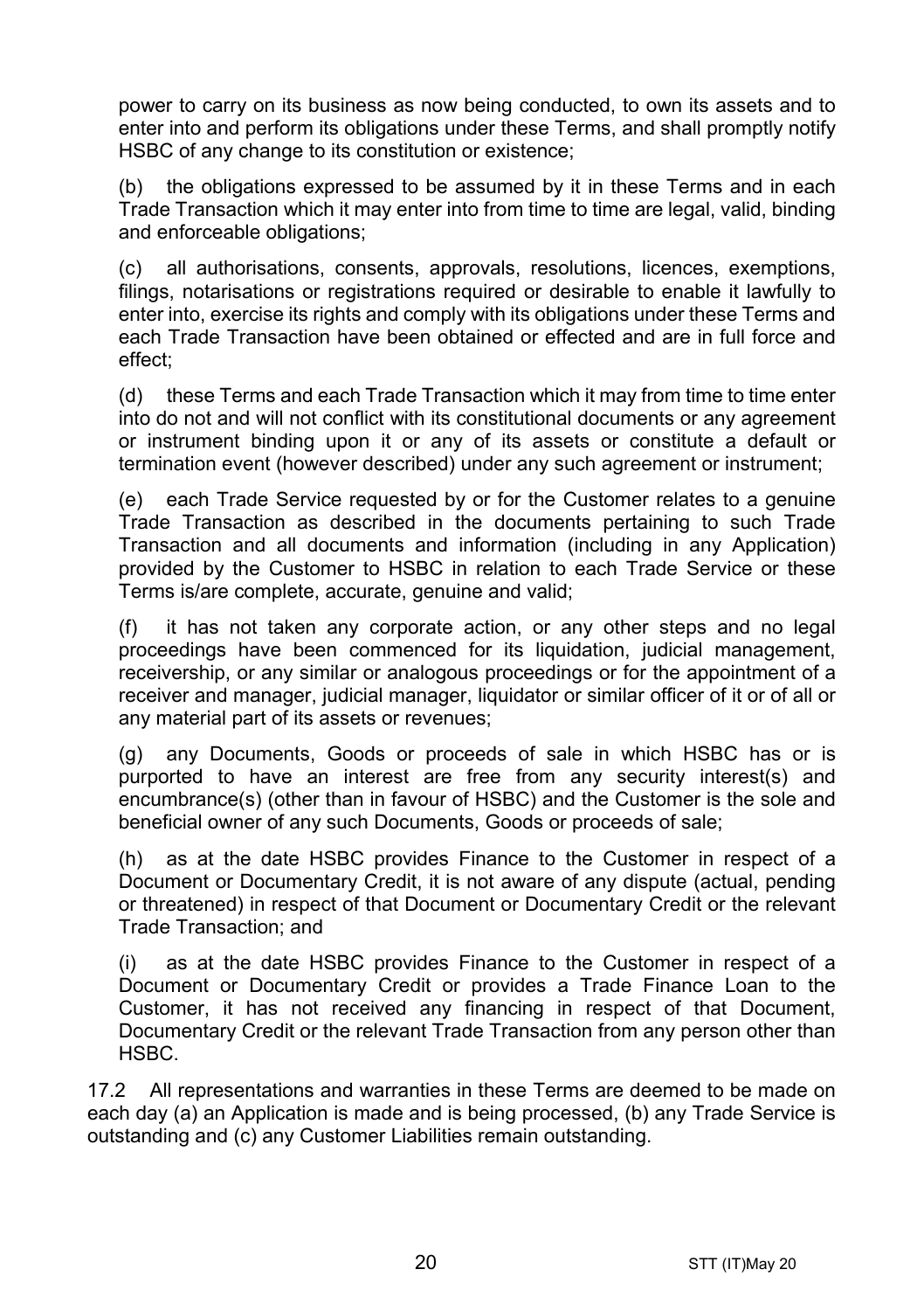power to carry on its business as now being conducted, to own its assets and to enter into and perform its obligations under these Terms, and shall promptly notify HSBC of any change to its constitution or existence;

(b) the obligations expressed to be assumed by it in these Terms and in each Trade Transaction which it may enter into from time to time are legal, valid, binding and enforceable obligations;

(c) all authorisations, consents, approvals, resolutions, licences, exemptions, filings, notarisations or registrations required or desirable to enable it lawfully to enter into, exercise its rights and comply with its obligations under these Terms and each Trade Transaction have been obtained or effected and are in full force and effect;

(d) these Terms and each Trade Transaction which it may from time to time enter into do not and will not conflict with its constitutional documents or any agreement or instrument binding upon it or any of its assets or constitute a default or termination event (however described) under any such agreement or instrument;

(e) each Trade Service requested by or for the Customer relates to a genuine Trade Transaction as described in the documents pertaining to such Trade Transaction and all documents and information (including in any Application) provided by the Customer to HSBC in relation to each Trade Service or these Terms is/are complete, accurate, genuine and valid;

(f) it has not taken any corporate action, or any other steps and no legal proceedings have been commenced for its liquidation, judicial management, receivership, or any similar or analogous proceedings or for the appointment of a receiver and manager, judicial manager, liquidator or similar officer of it or of all or any material part of its assets or revenues;

(g) any Documents, Goods or proceeds of sale in which HSBC has or is purported to have an interest are free from any security interest(s) and encumbrance(s) (other than in favour of HSBC) and the Customer is the sole and beneficial owner of any such Documents, Goods or proceeds of sale;

(h) as at the date HSBC provides Finance to the Customer in respect of a Document or Documentary Credit, it is not aware of any dispute (actual, pending or threatened) in respect of that Document or Documentary Credit or the relevant Trade Transaction; and

(i) as at the date HSBC provides Finance to the Customer in respect of a Document or Documentary Credit or provides a Trade Finance Loan to the Customer, it has not received any financing in respect of that Document, Documentary Credit or the relevant Trade Transaction from any person other than HSBC.

17.2 All representations and warranties in these Terms are deemed to be made on each day (a) an Application is made and is being processed, (b) any Trade Service is outstanding and (c) any Customer Liabilities remain outstanding.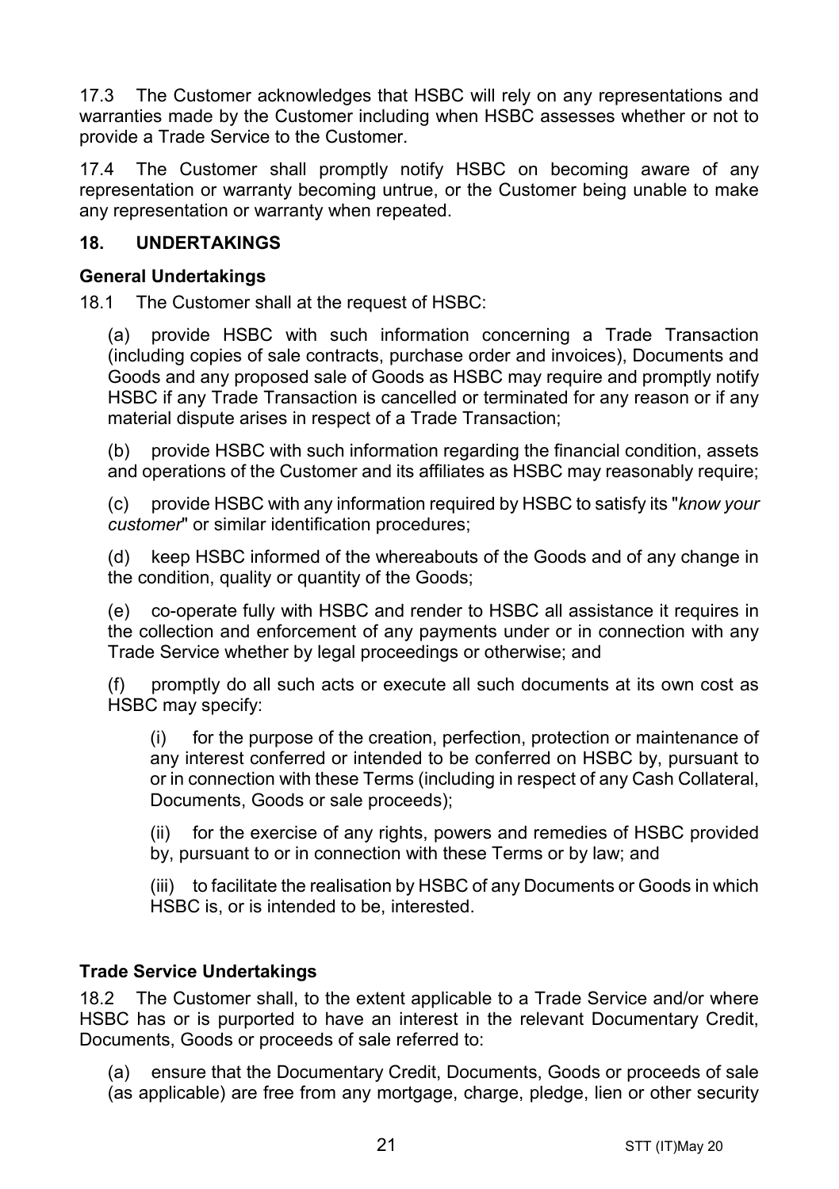17.3 The Customer acknowledges that HSBC will rely on any representations and warranties made by the Customer including when HSBC assesses whether or not to provide a Trade Service to the Customer.

17.4 The Customer shall promptly notify HSBC on becoming aware of any representation or warranty becoming untrue, or the Customer being unable to make any representation or warranty when repeated.

## 18. UNDERTAKINGS

### General Undertakings

18.1 The Customer shall at the request of HSBC:

(a) provide HSBC with such information concerning a Trade Transaction (including copies of sale contracts, purchase order and invoices), Documents and Goods and any proposed sale of Goods as HSBC may require and promptly notify HSBC if any Trade Transaction is cancelled or terminated for any reason or if any material dispute arises in respect of a Trade Transaction;

(b) provide HSBC with such information regarding the financial condition, assets and operations of the Customer and its affiliates as HSBC may reasonably require;

(c) provide HSBC with any information required by HSBC to satisfy its "*know your customer*" or similar identification procedures;

(d) keep HSBC informed of the whereabouts of the Goods and of any change in the condition, quality or quantity of the Goods;

(e) co-operate fully with HSBC and render to HSBC all assistance it requires in the collection and enforcement of any payments under or in connection with any Trade Service whether by legal proceedings or otherwise; and

(f) promptly do all such acts or execute all such documents at its own cost as HSBC may specify:

(i) for the purpose of the creation, perfection, protection or maintenance of any interest conferred or intended to be conferred on HSBC by, pursuant to or in connection with these Terms (including in respect of any Cash Collateral, Documents, Goods or sale proceeds);

(ii) for the exercise of any rights, powers and remedies of HSBC provided by, pursuant to or in connection with these Terms or by law; and

(iii) to facilitate the realisation by HSBC of any Documents or Goods in which HSBC is, or is intended to be, interested.

### Trade Service Undertakings

18.2 The Customer shall, to the extent applicable to a Trade Service and/or where HSBC has or is purported to have an interest in the relevant Documentary Credit, Documents, Goods or proceeds of sale referred to:

(a) ensure that the Documentary Credit, Documents, Goods or proceeds of sale (as applicable) are free from any mortgage, charge, pledge, lien or other security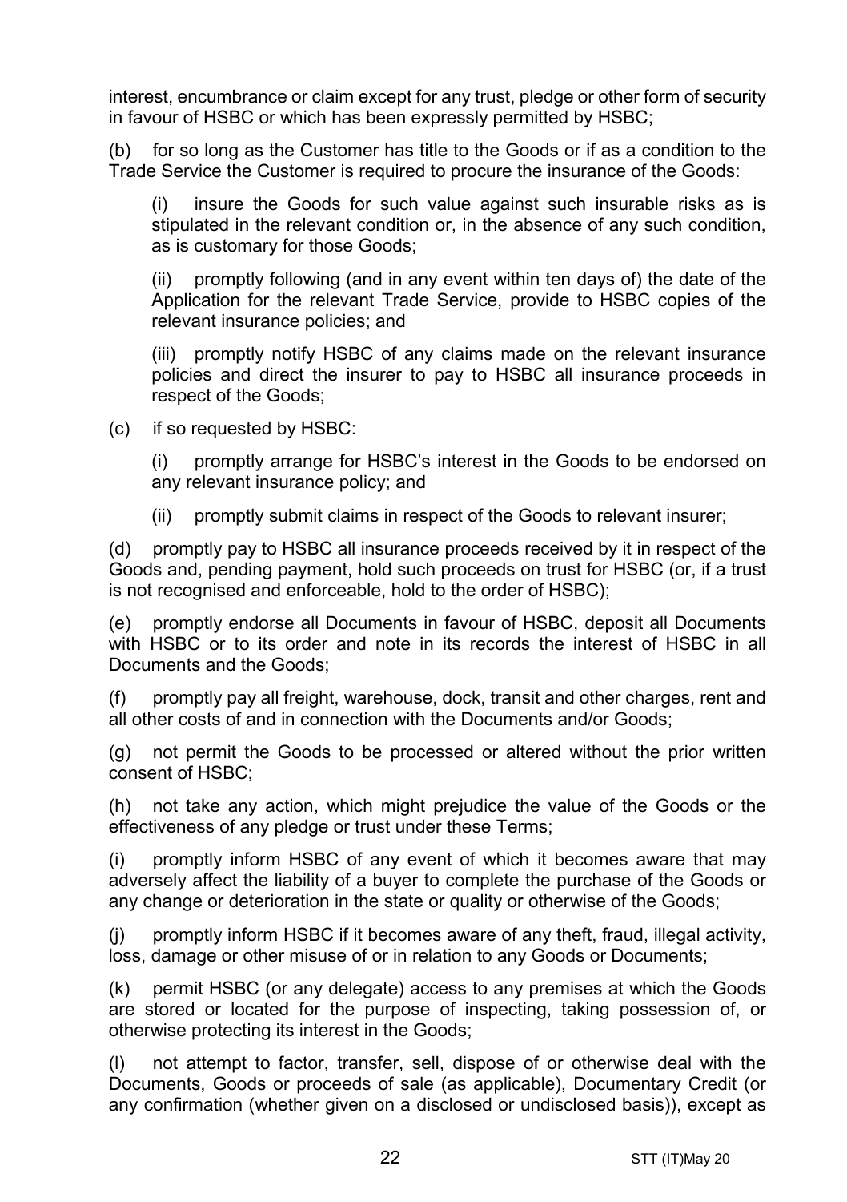interest, encumbrance or claim except for any trust, pledge or other form of security in favour of HSBC or which has been expressly permitted by HSBC;

(b) for so long as the Customer has title to the Goods or if as a condition to the Trade Service the Customer is required to procure the insurance of the Goods:

(i) insure the Goods for such value against such insurable risks as is stipulated in the relevant condition or, in the absence of any such condition, as is customary for those Goods;

(ii) promptly following (and in any event within ten days of) the date of the Application for the relevant Trade Service, provide to HSBC copies of the relevant insurance policies; and

(iii) promptly notify HSBC of any claims made on the relevant insurance policies and direct the insurer to pay to HSBC all insurance proceeds in respect of the Goods;

(c) if so requested by HSBC:

(i) promptly arrange for HSBC's interest in the Goods to be endorsed on any relevant insurance policy; and

(ii) promptly submit claims in respect of the Goods to relevant insurer;

(d) promptly pay to HSBC all insurance proceeds received by it in respect of the Goods and, pending payment, hold such proceeds on trust for HSBC (or, if a trust is not recognised and enforceable, hold to the order of HSBC);

(e) promptly endorse all Documents in favour of HSBC, deposit all Documents with HSBC or to its order and note in its records the interest of HSBC in all Documents and the Goods;

(f) promptly pay all freight, warehouse, dock, transit and other charges, rent and all other costs of and in connection with the Documents and/or Goods;

(g) not permit the Goods to be processed or altered without the prior written consent of HSBC;

(h) not take any action, which might prejudice the value of the Goods or the effectiveness of any pledge or trust under these Terms;

(i) promptly inform HSBC of any event of which it becomes aware that may adversely affect the liability of a buyer to complete the purchase of the Goods or any change or deterioration in the state or quality or otherwise of the Goods;

(j) promptly inform HSBC if it becomes aware of any theft, fraud, illegal activity, loss, damage or other misuse of or in relation to any Goods or Documents;

(k) permit HSBC (or any delegate) access to any premises at which the Goods are stored or located for the purpose of inspecting, taking possession of, or otherwise protecting its interest in the Goods;

(l) not attempt to factor, transfer, sell, dispose of or otherwise deal with the Documents, Goods or proceeds of sale (as applicable), Documentary Credit (or any confirmation (whether given on a disclosed or undisclosed basis)), except as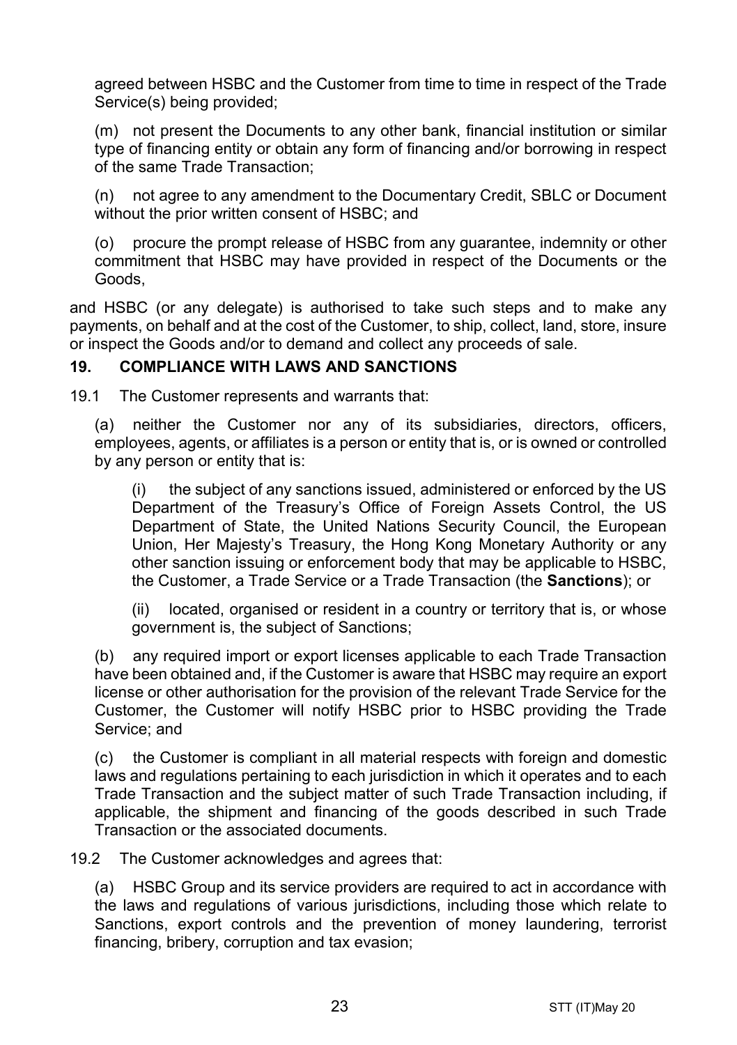agreed between HSBC and the Customer from time to time in respect of the Trade Service(s) being provided;

(m) not present the Documents to any other bank, financial institution or similar type of financing entity or obtain any form of financing and/or borrowing in respect of the same Trade Transaction;

(n) not agree to any amendment to the Documentary Credit, SBLC or Document without the prior written consent of HSBC; and

(o) procure the prompt release of HSBC from any guarantee, indemnity or other commitment that HSBC may have provided in respect of the Documents or the Goods,

and HSBC (or any delegate) is authorised to take such steps and to make any payments, on behalf and at the cost of the Customer, to ship, collect, land, store, insure or inspect the Goods and/or to demand and collect any proceeds of sale.

## 19. COMPLIANCE WITH LAWS AND SANCTIONS

19.1 The Customer represents and warrants that:

(a) neither the Customer nor any of its subsidiaries, directors, officers, employees, agents, or affiliates is a person or entity that is, or is owned or controlled by any person or entity that is:

(i) the subject of any sanctions issued, administered or enforced by the US Department of the Treasury's Office of Foreign Assets Control, the US Department of State, the United Nations Security Council, the European Union, Her Majesty's Treasury, the Hong Kong Monetary Authority or any other sanction issuing or enforcement body that may be applicable to HSBC, the Customer, a Trade Service or a Trade Transaction (the **Sanctions**); or

(ii) located, organised or resident in a country or territory that is, or whose government is, the subject of Sanctions;

(b) any required import or export licenses applicable to each Trade Transaction have been obtained and, if the Customer is aware that HSBC may require an export license or other authorisation for the provision of the relevant Trade Service for the Customer, the Customer will notify HSBC prior to HSBC providing the Trade Service; and

(c) the Customer is compliant in all material respects with foreign and domestic laws and regulations pertaining to each jurisdiction in which it operates and to each Trade Transaction and the subject matter of such Trade Transaction including, if applicable, the shipment and financing of the goods described in such Trade Transaction or the associated documents.

19.2 The Customer acknowledges and agrees that:

(a) HSBC Group and its service providers are required to act in accordance with the laws and regulations of various jurisdictions, including those which relate to Sanctions, export controls and the prevention of money laundering, terrorist financing, bribery, corruption and tax evasion;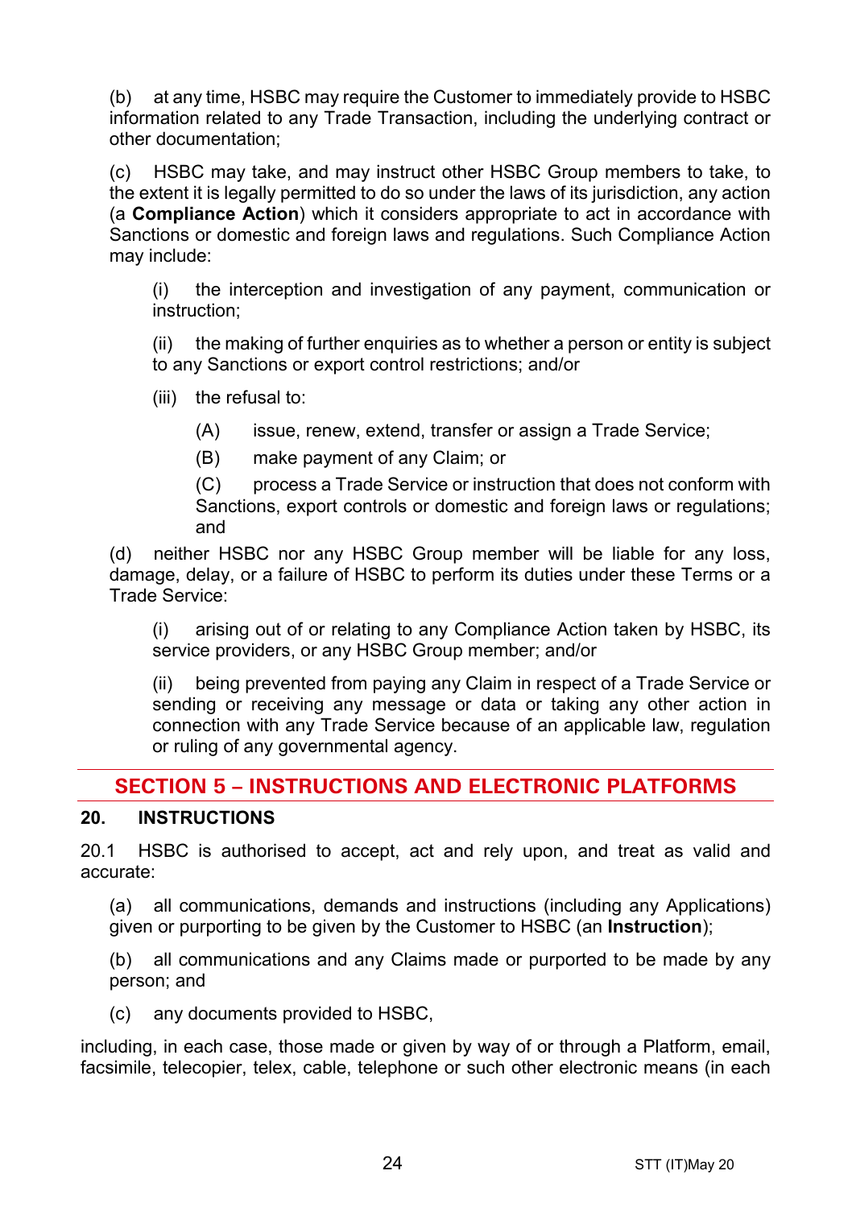(b) at any time, HSBC may require the Customer to immediately provide to HSBC information related to any Trade Transaction, including the underlying contract or other documentation;

(c) HSBC may take, and may instruct other HSBC Group members to take, to the extent it is legally permitted to do so under the laws of its jurisdiction, any action (a **Compliance Action**) which it considers appropriate to act in accordance with Sanctions or domestic and foreign laws and regulations. Such Compliance Action may include:

(i) the interception and investigation of any payment, communication or instruction;

(ii) the making of further enquiries as to whether a person or entity is subject to any Sanctions or export control restrictions; and/or

(iii) the refusal to:

(A) issue, renew, extend, transfer or assign a Trade Service;

(B) make payment of any Claim; or

(C) process a Trade Service or instruction that does not conform with Sanctions, export controls or domestic and foreign laws or regulations; and

(d) neither HSBC nor any HSBC Group member will be liable for any loss, damage, delay, or a failure of HSBC to perform its duties under these Terms or a Trade Service:

(i) arising out of or relating to any Compliance Action taken by HSBC, its service providers, or any HSBC Group member; and/or

(ii) being prevented from paying any Claim in respect of a Trade Service or sending or receiving any message or data or taking any other action in connection with any Trade Service because of an applicable law, regulation or ruling of any governmental agency.

## SECTION 5 – INSTRUCTIONS AND ELECTRONIC PLATFORMS

### 20. INSTRUCTIONS

20.1 HSBC is authorised to accept, act and rely upon, and treat as valid and accurate:

(a) all communications, demands and instructions (including any Applications) given or purporting to be given by the Customer to HSBC (an **Instruction**);

(b) all communications and any Claims made or purported to be made by any person; and

(c) any documents provided to HSBC,

including, in each case, those made or given by way of or through a Platform, email, facsimile, telecopier, telex, cable, telephone or such other electronic means (in each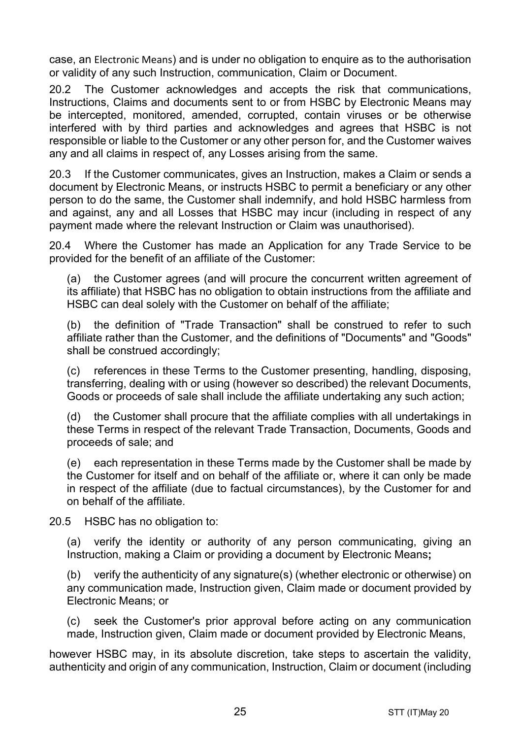case, an Electronic Means) and is under no obligation to enquire as to the authorisation or validity of any such Instruction, communication, Claim or Document.

20.2 The Customer acknowledges and accepts the risk that communications, Instructions, Claims and documents sent to or from HSBC by Electronic Means may be intercepted, monitored, amended, corrupted, contain viruses or be otherwise interfered with by third parties and acknowledges and agrees that HSBC is not responsible or liable to the Customer or any other person for, and the Customer waives any and all claims in respect of, any Losses arising from the same.

20.3 If the Customer communicates, gives an Instruction, makes a Claim or sends a document by Electronic Means, or instructs HSBC to permit a beneficiary or any other person to do the same, the Customer shall indemnify, and hold HSBC harmless from and against, any and all Losses that HSBC may incur (including in respect of any payment made where the relevant Instruction or Claim was unauthorised).

20.4 Where the Customer has made an Application for any Trade Service to be provided for the benefit of an affiliate of the Customer:

(a) the Customer agrees (and will procure the concurrent written agreement of its affiliate) that HSBC has no obligation to obtain instructions from the affiliate and HSBC can deal solely with the Customer on behalf of the affiliate;

(b) the definition of "Trade Transaction" shall be construed to refer to such affiliate rather than the Customer, and the definitions of "Documents" and "Goods" shall be construed accordingly;

(c) references in these Terms to the Customer presenting, handling, disposing, transferring, dealing with or using (however so described) the relevant Documents, Goods or proceeds of sale shall include the affiliate undertaking any such action;

(d) the Customer shall procure that the affiliate complies with all undertakings in these Terms in respect of the relevant Trade Transaction, Documents, Goods and proceeds of sale; and

(e) each representation in these Terms made by the Customer shall be made by the Customer for itself and on behalf of the affiliate or, where it can only be made in respect of the affiliate (due to factual circumstances), by the Customer for and on behalf of the affiliate.

20.5 HSBC has no obligation to:

(a) verify the identity or authority of any person communicating, giving an Instruction, making a Claim or providing a document by Electronic Means**;**

(b) verify the authenticity of any signature(s) (whether electronic or otherwise) on any communication made, Instruction given, Claim made or document provided by Electronic Means; or

(c) seek the Customer's prior approval before acting on any communication made, Instruction given, Claim made or document provided by Electronic Means,

however HSBC may, in its absolute discretion, take steps to ascertain the validity, authenticity and origin of any communication, Instruction, Claim or document (including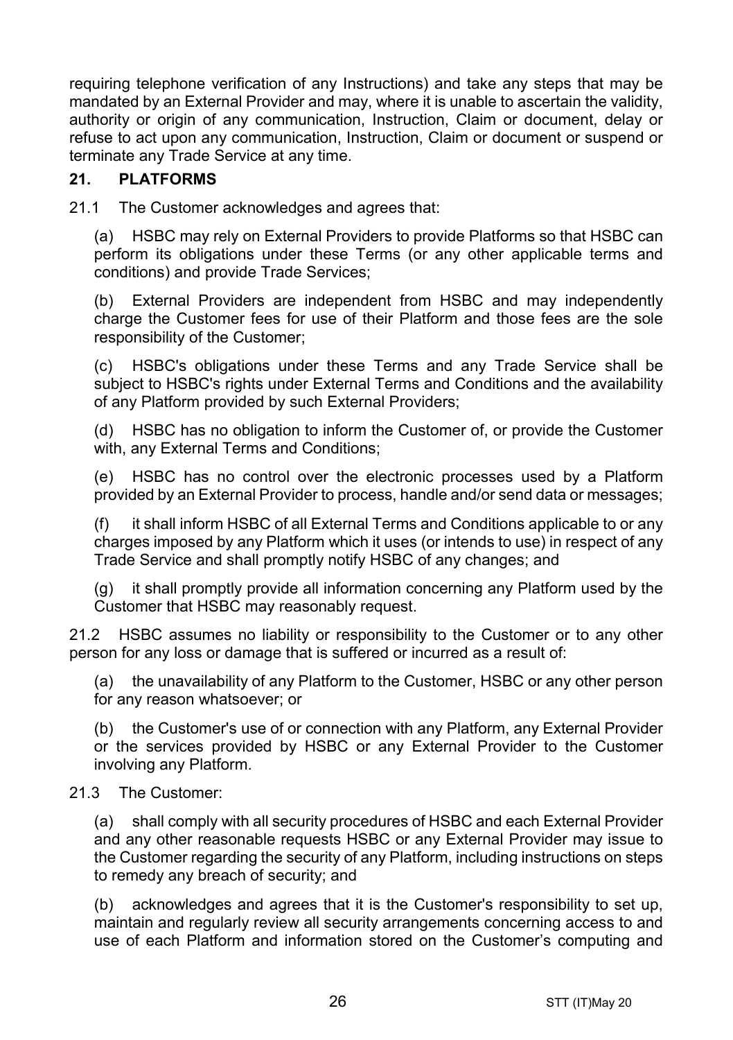requiring telephone verification of any Instructions) and take any steps that may be mandated by an External Provider and may, where it is unable to ascertain the validity, authority or origin of any communication, Instruction, Claim or document, delay or refuse to act upon any communication, Instruction, Claim or document or suspend or terminate any Trade Service at any time.

## 21. PLATFORMS

21.1 The Customer acknowledges and agrees that:

(a) HSBC may rely on External Providers to provide Platforms so that HSBC can perform its obligations under these Terms (or any other applicable terms and conditions) and provide Trade Services;

(b) External Providers are independent from HSBC and may independently charge the Customer fees for use of their Platform and those fees are the sole responsibility of the Customer;

(c) HSBC's obligations under these Terms and any Trade Service shall be subject to HSBC's rights under External Terms and Conditions and the availability of any Platform provided by such External Providers;

(d) HSBC has no obligation to inform the Customer of, or provide the Customer with, any External Terms and Conditions;

(e) HSBC has no control over the electronic processes used by a Platform provided by an External Provider to process, handle and/or send data or messages;

(f) it shall inform HSBC of all External Terms and Conditions applicable to or any charges imposed by any Platform which it uses (or intends to use) in respect of any Trade Service and shall promptly notify HSBC of any changes; and

(g) it shall promptly provide all information concerning any Platform used by the Customer that HSBC may reasonably request.

21.2 HSBC assumes no liability or responsibility to the Customer or to any other person for any loss or damage that is suffered or incurred as a result of:

(a) the unavailability of any Platform to the Customer, HSBC or any other person for any reason whatsoever; or

(b) the Customer's use of or connection with any Platform, any External Provider or the services provided by HSBC or any External Provider to the Customer involving any Platform.

21.3 The Customer:

(a) shall comply with all security procedures of HSBC and each External Provider and any other reasonable requests HSBC or any External Provider may issue to the Customer regarding the security of any Platform, including instructions on steps to remedy any breach of security; and

(b) acknowledges and agrees that it is the Customer's responsibility to set up, maintain and regularly review all security arrangements concerning access to and use of each Platform and information stored on the Customer's computing and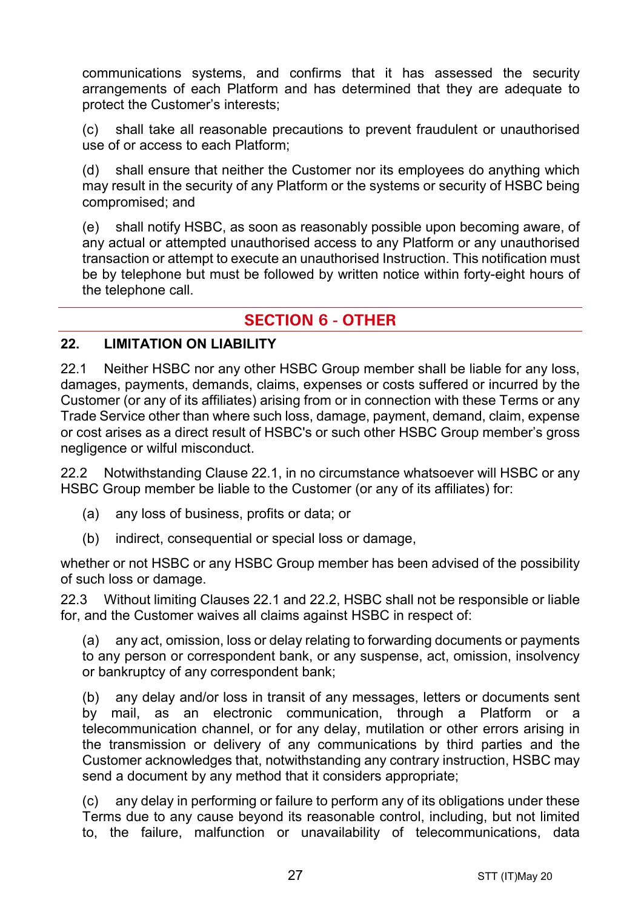communications systems, and confirms that it has assessed the security arrangements of each Platform and has determined that they are adequate to protect the Customer's interests;

(c) shall take all reasonable precautions to prevent fraudulent or unauthorised use of or access to each Platform;

(d) shall ensure that neither the Customer nor its employees do anything which may result in the security of any Platform or the systems or security of HSBC being compromised; and

(e) shall notify HSBC, as soon as reasonably possible upon becoming aware, of any actual or attempted unauthorised access to any Platform or any unauthorised transaction or attempt to execute an unauthorised Instruction. This notification must be by telephone but must be followed by written notice within forty-eight hours of the telephone call.

## SECTION 6 - OTHER

### 22. LIMITATION ON LIABILITY

22.1 Neither HSBC nor any other HSBC Group member shall be liable for any loss, damages, payments, demands, claims, expenses or costs suffered or incurred by the Customer (or any of its affiliates) arising from or in connection with these Terms or any Trade Service other than where such loss, damage, payment, demand, claim, expense or cost arises as a direct result of HSBC's or such other HSBC Group member's gross negligence or wilful misconduct.

22.2 Notwithstanding Clause 22.1, in no circumstance whatsoever will HSBC or any HSBC Group member be liable to the Customer (or any of its affiliates) for:

(a) any loss of business, profits or data; or

(b) indirect, consequential or special loss or damage,

whether or not HSBC or any HSBC Group member has been advised of the possibility of such loss or damage.

22.3 Without limiting Clauses 22.1 and 22.2, HSBC shall not be responsible or liable for, and the Customer waives all claims against HSBC in respect of:

(a) any act, omission, loss or delay relating to forwarding documents or payments to any person or correspondent bank, or any suspense, act, omission, insolvency or bankruptcy of any correspondent bank;

(b) any delay and/or loss in transit of any messages, letters or documents sent by mail, as an electronic communication, through a Platform or a telecommunication channel, or for any delay, mutilation or other errors arising in the transmission or delivery of any communications by third parties and the Customer acknowledges that, notwithstanding any contrary instruction, HSBC may send a document by any method that it considers appropriate;

(c) any delay in performing or failure to perform any of its obligations under these Terms due to any cause beyond its reasonable control, including, but not limited to, the failure, malfunction or unavailability of telecommunications, data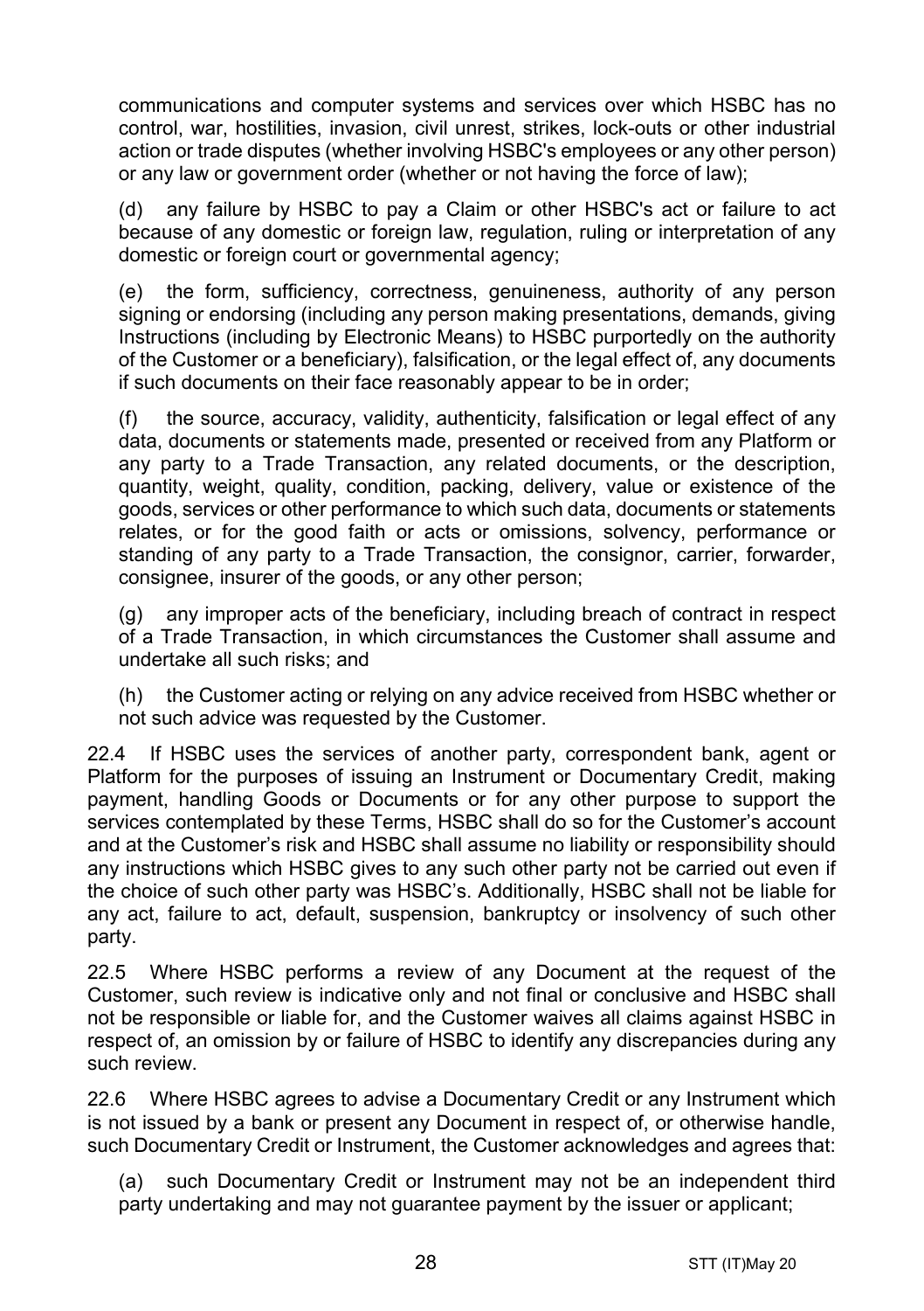communications and computer systems and services over which HSBC has no control, war, hostilities, invasion, civil unrest, strikes, lock-outs or other industrial action or trade disputes (whether involving HSBC's employees or any other person) or any law or government order (whether or not having the force of law);

(d) any failure by HSBC to pay a Claim or other HSBC's act or failure to act because of any domestic or foreign law, regulation, ruling or interpretation of any domestic or foreign court or governmental agency;

(e) the form, sufficiency, correctness, genuineness, authority of any person signing or endorsing (including any person making presentations, demands, giving Instructions (including by Electronic Means) to HSBC purportedly on the authority of the Customer or a beneficiary), falsification, or the legal effect of, any documents if such documents on their face reasonably appear to be in order;

(f) the source, accuracy, validity, authenticity, falsification or legal effect of any data, documents or statements made, presented or received from any Platform or any party to a Trade Transaction, any related documents, or the description, quantity, weight, quality, condition, packing, delivery, value or existence of the goods, services or other performance to which such data, documents or statements relates, or for the good faith or acts or omissions, solvency, performance or standing of any party to a Trade Transaction, the consignor, carrier, forwarder, consignee, insurer of the goods, or any other person;

(g) any improper acts of the beneficiary, including breach of contract in respect of a Trade Transaction, in which circumstances the Customer shall assume and undertake all such risks; and

(h) the Customer acting or relying on any advice received from HSBC whether or not such advice was requested by the Customer.

22.4 If HSBC uses the services of another party, correspondent bank, agent or Platform for the purposes of issuing an Instrument or Documentary Credit, making payment, handling Goods or Documents or for any other purpose to support the services contemplated by these Terms, HSBC shall do so for the Customer's account and at the Customer's risk and HSBC shall assume no liability or responsibility should any instructions which HSBC gives to any such other party not be carried out even if the choice of such other party was HSBC's. Additionally, HSBC shall not be liable for any act, failure to act, default, suspension, bankruptcy or insolvency of such other party.

22.5 Where HSBC performs a review of any Document at the request of the Customer, such review is indicative only and not final or conclusive and HSBC shall not be responsible or liable for, and the Customer waives all claims against HSBC in respect of, an omission by or failure of HSBC to identify any discrepancies during any such review.

22.6 Where HSBC agrees to advise a Documentary Credit or any Instrument which is not issued by a bank or present any Document in respect of, or otherwise handle, such Documentary Credit or Instrument, the Customer acknowledges and agrees that:

(a) such Documentary Credit or Instrument may not be an independent third party undertaking and may not guarantee payment by the issuer or applicant;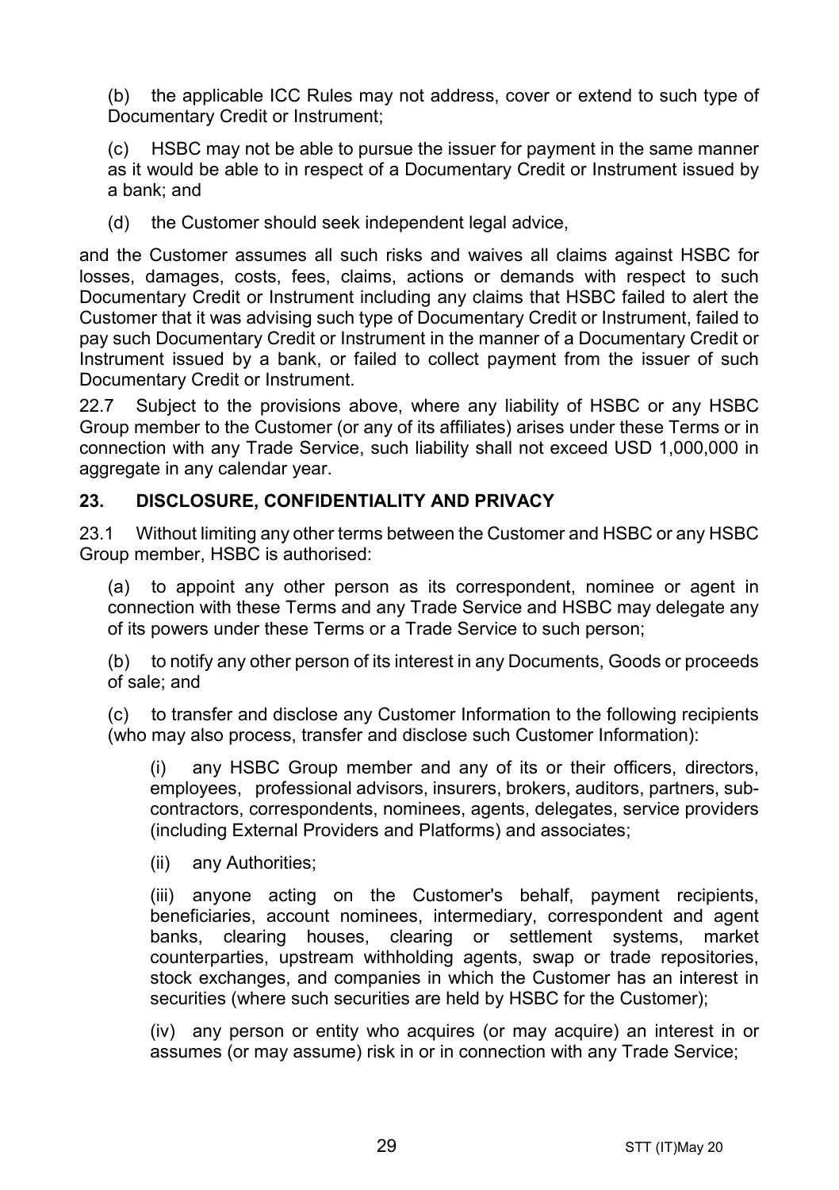(b) the applicable ICC Rules may not address, cover or extend to such type of Documentary Credit or Instrument;

(c) HSBC may not be able to pursue the issuer for payment in the same manner as it would be able to in respect of a Documentary Credit or Instrument issued by a bank; and

(d) the Customer should seek independent legal advice,

and the Customer assumes all such risks and waives all claims against HSBC for losses, damages, costs, fees, claims, actions or demands with respect to such Documentary Credit or Instrument including any claims that HSBC failed to alert the Customer that it was advising such type of Documentary Credit or Instrument, failed to pay such Documentary Credit or Instrument in the manner of a Documentary Credit or Instrument issued by a bank, or failed to collect payment from the issuer of such Documentary Credit or Instrument.

22.7 Subject to the provisions above, where any liability of HSBC or any HSBC Group member to the Customer (or any of its affiliates) arises under these Terms or in connection with any Trade Service, such liability shall not exceed USD 1,000,000 in aggregate in any calendar year.

## 23. DISCLOSURE, CONFIDENTIALITY AND PRIVACY

23.1 Without limiting any other terms between the Customer and HSBC or any HSBC Group member, HSBC is authorised:

(a) to appoint any other person as its correspondent, nominee or agent in connection with these Terms and any Trade Service and HSBC may delegate any of its powers under these Terms or a Trade Service to such person;

(b) to notify any other person of its interest in any Documents, Goods or proceeds of sale; and

(c) to transfer and disclose any Customer Information to the following recipients (who may also process, transfer and disclose such Customer Information):

(i) any HSBC Group member and any of its or their officers, directors, employees, professional advisors, insurers, brokers, auditors, partners, sub-contractors, correspondents, nominees, agents, delegates, service providers (including External Providers and Platforms) and associates;

(ii) any Authorities;

(iii) anyone acting on the Customer's behalf, payment recipients, beneficiaries, account nominees, intermediary, correspondent and agent banks, clearing houses, clearing or settlement systems, market counterparties, upstream withholding agents, swap or trade repositories, stock exchanges, and companies in which the Customer has an interest in securities (where such securities are held by HSBC for the Customer);

(iv) any person or entity who acquires (or may acquire) an interest in or assumes (or may assume) risk in or in connection with any Trade Service;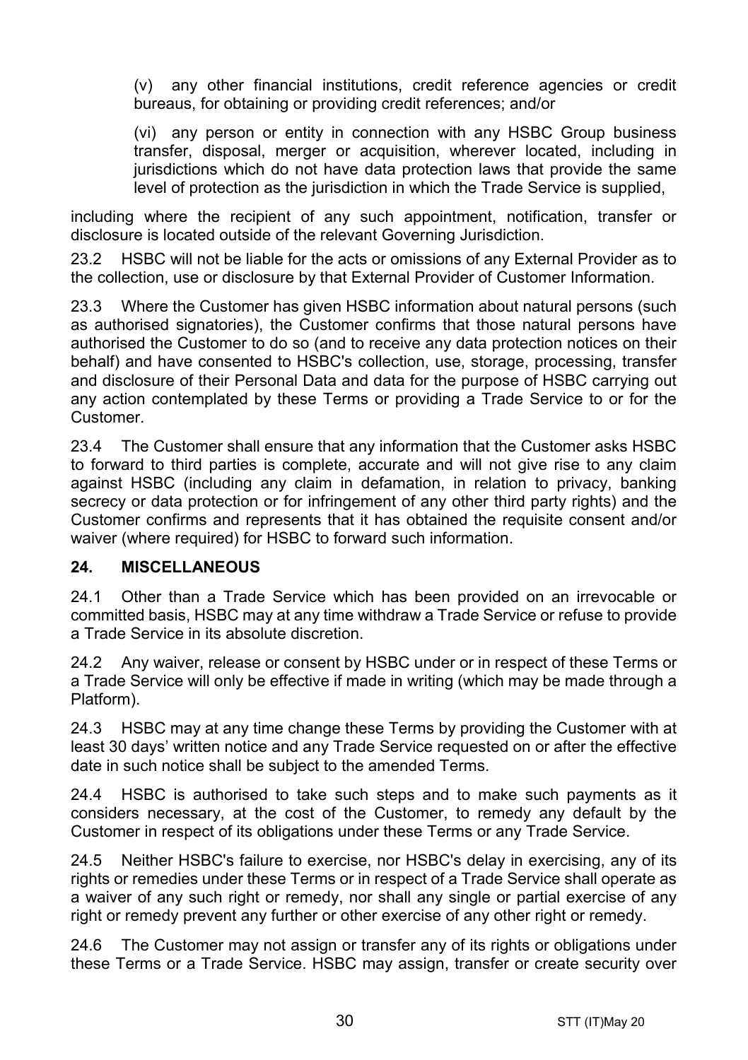(v) any other financial institutions, credit reference agencies or credit bureaus, for obtaining or providing credit references; and/or

(vi) any person or entity in connection with any HSBC Group business transfer, disposal, merger or acquisition, wherever located, including in jurisdictions which do not have data protection laws that provide the same level of protection as the jurisdiction in which the Trade Service is supplied,

including where the recipient of any such appointment, notification, transfer or disclosure is located outside of the relevant Governing Jurisdiction.

23.2 HSBC will not be liable for the acts or omissions of any External Provider as to the collection, use or disclosure by that External Provider of Customer Information.

23.3 Where the Customer has given HSBC information about natural persons (such as authorised signatories), the Customer confirms that those natural persons have authorised the Customer to do so (and to receive any data protection notices on their behalf) and have consented to HSBC's collection, use, storage, processing, transfer and disclosure of their Personal Data and data for the purpose of HSBC carrying out any action contemplated by these Terms or providing a Trade Service to or for the Customer.

23.4 The Customer shall ensure that any information that the Customer asks HSBC to forward to third parties is complete, accurate and will not give rise to any claim against HSBC (including any claim in defamation, in relation to privacy, banking secrecy or data protection or for infringement of any other third party rights) and the Customer confirms and represents that it has obtained the requisite consent and/or waiver (where required) for HSBC to forward such information.

## 24. MISCELLANEOUS

24.1 Other than a Trade Service which has been provided on an irrevocable or committed basis, HSBC may at any time withdraw a Trade Service or refuse to provide a Trade Service in its absolute discretion.

24.2 Any waiver, release or consent by HSBC under or in respect of these Terms or a Trade Service will only be effective if made in writing (which may be made through a Platform).

24.3 HSBC may at any time change these Terms by providing the Customer with at least 30 days' written notice and any Trade Service requested on or after the effective date in such notice shall be subject to the amended Terms.

24.4 HSBC is authorised to take such steps and to make such payments as it considers necessary, at the cost of the Customer, to remedy any default by the Customer in respect of its obligations under these Terms or any Trade Service.

24.5 Neither HSBC's failure to exercise, nor HSBC's delay in exercising, any of its rights or remedies under these Terms or in respect of a Trade Service shall operate as a waiver of any such right or remedy, nor shall any single or partial exercise of any right or remedy prevent any further or other exercise of any other right or remedy.

24.6 The Customer may not assign or transfer any of its rights or obligations under these Terms or a Trade Service. HSBC may assign, transfer or create security over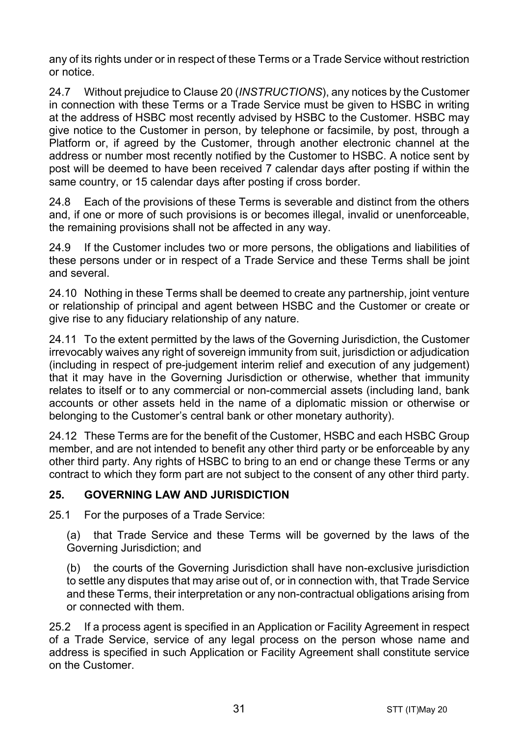any of its rights under or in respect of these Terms or a Trade Service without restriction or notice.

24.7 Without prejudice to Clause 20 (*INSTRUCTIONS*), any notices by the Customer in connection with these Terms or a Trade Service must be given to HSBC in writing at the address of HSBC most recently advised by HSBC to the Customer. HSBC may give notice to the Customer in person, by telephone or facsimile, by post, through a Platform or, if agreed by the Customer, through another electronic channel at the address or number most recently notified by the Customer to HSBC. A notice sent by post will be deemed to have been received 7 calendar days after posting if within the same country, or 15 calendar days after posting if cross border.

24.8 Each of the provisions of these Terms is severable and distinct from the others and, if one or more of such provisions is or becomes illegal, invalid or unenforceable, the remaining provisions shall not be affected in any way.

24.9 If the Customer includes two or more persons, the obligations and liabilities of these persons under or in respect of a Trade Service and these Terms shall be joint and several.

24.10 Nothing in these Terms shall be deemed to create any partnership, joint venture or relationship of principal and agent between HSBC and the Customer or create or give rise to any fiduciary relationship of any nature.

24.11 To the extent permitted by the laws of the Governing Jurisdiction, the Customer irrevocably waives any right of sovereign immunity from suit, jurisdiction or adjudication (including in respect of pre-judgement interim relief and execution of any judgement) that it may have in the Governing Jurisdiction or otherwise, whether that immunity relates to itself or to any commercial or non-commercial assets (including land, bank accounts or other assets held in the name of a diplomatic mission or otherwise or belonging to the Customer's central bank or other monetary authority).

24.12 These Terms are for the benefit of the Customer, HSBC and each HSBC Group member, and are not intended to benefit any other third party or be enforceable by any other third party. Any rights of HSBC to bring to an end or change these Terms or any contract to which they form part are not subject to the consent of any other third party.

## 25. GOVERNING LAW AND JURISDICTION

25.1 For the purposes of a Trade Service:

(a) that Trade Service and these Terms will be governed by the laws of the Governing Jurisdiction; and

(b) the courts of the Governing Jurisdiction shall have non-exclusive jurisdiction to settle any disputes that may arise out of, or in connection with, that Trade Service and these Terms, their interpretation or any non-contractual obligations arising from or connected with them.

25.2 If a process agent is specified in an Application or Facility Agreement in respect of a Trade Service, service of any legal process on the person whose name and address is specified in such Application or Facility Agreement shall constitute service on the Customer.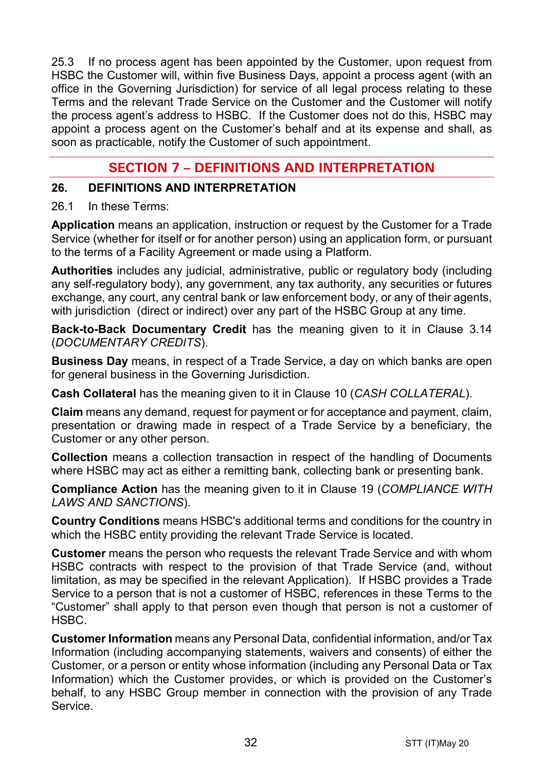25.3 If no process agent has been appointed by the Customer, upon request from HSBC the Customer will, within five Business Days, appoint a process agent (with an office in the Governing Jurisdiction) for service of all legal process relating to these Terms and the relevant Trade Service on the Customer and the Customer will notify the process agent's address to HSBC. If the Customer does not do this, HSBC may appoint a process agent on the Customer's behalf and at its expense and shall, as soon as practicable, notify the Customer of such appointment.

## SECTION 7 – DEFINITIONS AND INTERPRETATION

### 26. DEFINITIONS AND INTERPRETATION

26.1 In these Terms:

**Application** means an application, instruction or request by the Customer for a Trade Service (whether for itself or for another person) using an application form, or pursuant to the terms of a Facility Agreement or made using a Platform.

**Authorities** includes any judicial, administrative, public or regulatory body (including any self-regulatory body), any government, any tax authority, any securities or futures exchange, any court, any central bank or law enforcement body, or any of their agents, with jurisdiction (direct or indirect) over any part of the HSBC Group at any time.

**Back-to-Back Documentary Credit** has the meaning given to it in Clause 3.14 (*DOCUMENTARY CREDITS*).

**Business Day** means, in respect of a Trade Service, a day on which banks are open for general business in the Governing Jurisdiction.

**Cash Collateral** has the meaning given to it in Clause 10 (*CASH COLLATERAL*).

**Claim** means any demand, request for payment or for acceptance and payment, claim, presentation or drawing made in respect of a Trade Service by a beneficiary, the Customer or any other person.

**Collection** means a collection transaction in respect of the handling of Documents where HSBC may act as either a remitting bank, collecting bank or presenting bank.

**Compliance Action** has the meaning given to it in Clause 19 (*COMPLIANCE WITH LAWS AND SANCTIONS*).

**Country Conditions** means HSBC's additional terms and conditions for the country in which the HSBC entity providing the relevant Trade Service is located.

**Customer** means the person who requests the relevant Trade Service and with whom HSBC contracts with respect to the provision of that Trade Service (and, without limitation, as may be specified in the relevant Application). If HSBC provides a Trade Service to a person that is not a customer of HSBC, references in these Terms to the "Customer" shall apply to that person even though that person is not a customer of HSBC.

**Customer Information** means any Personal Data, confidential information, and/or Tax Information (including accompanying statements, waivers and consents) of either the Customer, or a person or entity whose information (including any Personal Data or Tax Information) which the Customer provides, or which is provided on the Customer's behalf, to any HSBC Group member in connection with the provision of any Trade Service.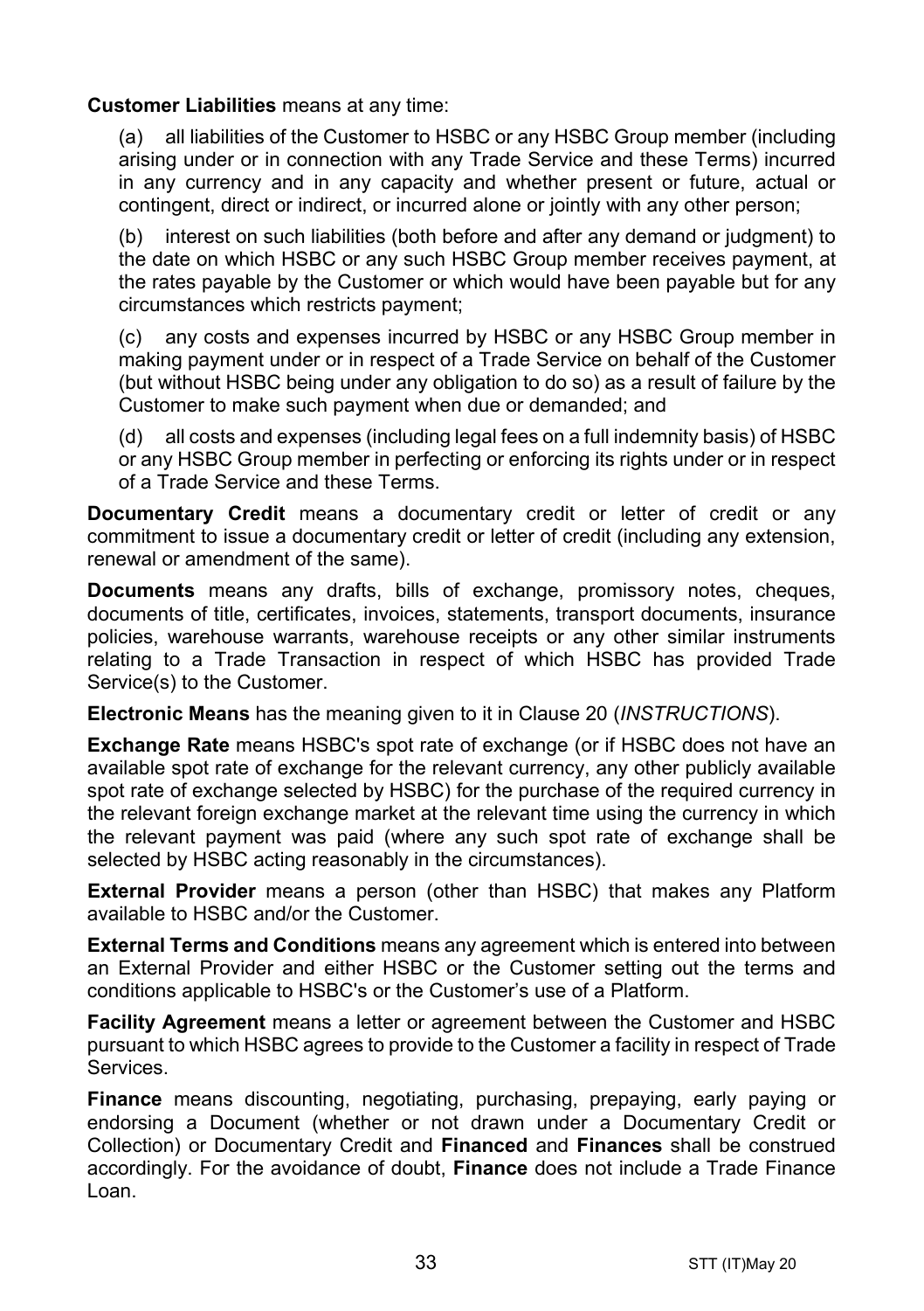**Customer Liabilities** means at any time:

(a) all liabilities of the Customer to HSBC or any HSBC Group member (including arising under or in connection with any Trade Service and these Terms) incurred in any currency and in any capacity and whether present or future, actual or contingent, direct or indirect, or incurred alone or jointly with any other person;

(b) interest on such liabilities (both before and after any demand or judgment) to the date on which HSBC or any such HSBC Group member receives payment, at the rates payable by the Customer or which would have been payable but for any circumstances which restricts payment;

(c) any costs and expenses incurred by HSBC or any HSBC Group member in making payment under or in respect of a Trade Service on behalf of the Customer (but without HSBC being under any obligation to do so) as a result of failure by the Customer to make such payment when due or demanded; and

(d) all costs and expenses (including legal fees on a full indemnity basis) of HSBC or any HSBC Group member in perfecting or enforcing its rights under or in respect of a Trade Service and these Terms.

**Documentary Credit** means a documentary credit or letter of credit or any commitment to issue a documentary credit or letter of credit (including any extension, renewal or amendment of the same).

**Documents** means any drafts, bills of exchange, promissory notes, cheques, documents of title, certificates, invoices, statements, transport documents, insurance policies, warehouse warrants, warehouse receipts or any other similar instruments relating to a Trade Transaction in respect of which HSBC has provided Trade Service(s) to the Customer.

**Electronic Means** has the meaning given to it in Clause 20 (*INSTRUCTIONS*).

**Exchange Rate** means HSBC's spot rate of exchange (or if HSBC does not have an available spot rate of exchange for the relevant currency, any other publicly available spot rate of exchange selected by HSBC) for the purchase of the required currency in the relevant foreign exchange market at the relevant time using the currency in which the relevant payment was paid (where any such spot rate of exchange shall be selected by HSBC acting reasonably in the circumstances).

**External Provider** means a person (other than HSBC) that makes any Platform available to HSBC and/or the Customer.

**External Terms and Conditions** means any agreement which is entered into between an External Provider and either HSBC or the Customer setting out the terms and conditions applicable to HSBC's or the Customer's use of a Platform.

**Facility Agreement** means a letter or agreement between the Customer and HSBC pursuant to which HSBC agrees to provide to the Customer a facility in respect of Trade Services.

**Finance** means discounting, negotiating, purchasing, prepaying, early paying or endorsing a Document (whether or not drawn under a Documentary Credit or Collection) or Documentary Credit and **Financed** and **Finances** shall be construed accordingly. For the avoidance of doubt, **Finance** does not include a Trade Finance Loan.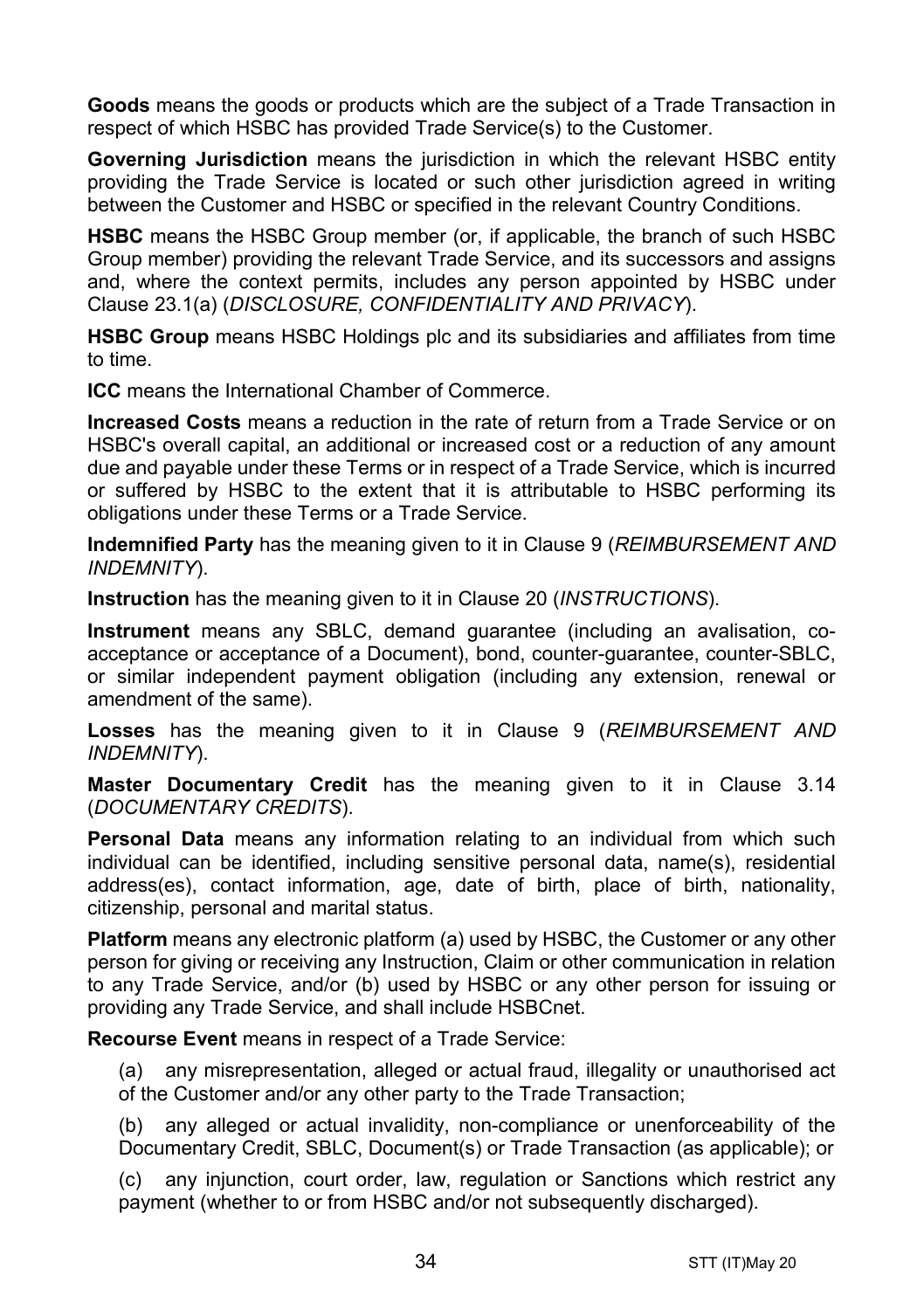**Goods** means the goods or products which are the subject of a Trade Transaction in respect of which HSBC has provided Trade Service(s) to the Customer.

**Governing Jurisdiction** means the jurisdiction in which the relevant HSBC entity providing the Trade Service is located or such other jurisdiction agreed in writing between the Customer and HSBC or specified in the relevant Country Conditions.

**HSBC** means the HSBC Group member (or, if applicable, the branch of such HSBC Group member) providing the relevant Trade Service, and its successors and assigns and, where the context permits, includes any person appointed by HSBC under Clause 23.1(a) (*DISCLOSURE, CONFIDENTIALITY AND PRIVACY*).

**HSBC Group** means HSBC Holdings plc and its subsidiaries and affiliates from time to time.

**ICC** means the International Chamber of Commerce.

**Increased Costs** means a reduction in the rate of return from a Trade Service or on HSBC's overall capital, an additional or increased cost or a reduction of any amount due and payable under these Terms or in respect of a Trade Service, which is incurred or suffered by HSBC to the extent that it is attributable to HSBC performing its obligations under these Terms or a Trade Service.

**Indemnified Party** has the meaning given to it in Clause 9 (*REIMBURSEMENT AND INDEMNITY*).

**Instruction** has the meaning given to it in Clause 20 (*INSTRUCTIONS*).

**Instrument** means any SBLC, demand guarantee (including an avalisation, co-acceptance or acceptance of a Document), bond, counter-guarantee, counter-SBLC, or similar independent payment obligation (including any extension, renewal or amendment of the same).

**Losses** has the meaning given to it in Clause 9 (*REIMBURSEMENT AND INDEMNITY*).

**Master Documentary Credit** has the meaning given to it in Clause 3.14 (*DOCUMENTARY CREDITS*).

**Personal Data** means any information relating to an individual from which such individual can be identified, including sensitive personal data, name(s), residential address(es), contact information, age, date of birth, place of birth, nationality, citizenship, personal and marital status.

**Platform** means any electronic platform (a) used by HSBC, the Customer or any other person for giving or receiving any Instruction, Claim or other communication in relation to any Trade Service, and/or (b) used by HSBC or any other person for issuing or providing any Trade Service, and shall include HSBCnet.

**Recourse Event** means in respect of a Trade Service:

(a) any misrepresentation, alleged or actual fraud, illegality or unauthorised act of the Customer and/or any other party to the Trade Transaction;

(b) any alleged or actual invalidity, non-compliance or unenforceability of the Documentary Credit, SBLC, Document(s) or Trade Transaction (as applicable); or

(c) any injunction, court order, law, regulation or Sanctions which restrict any payment (whether to or from HSBC and/or not subsequently discharged).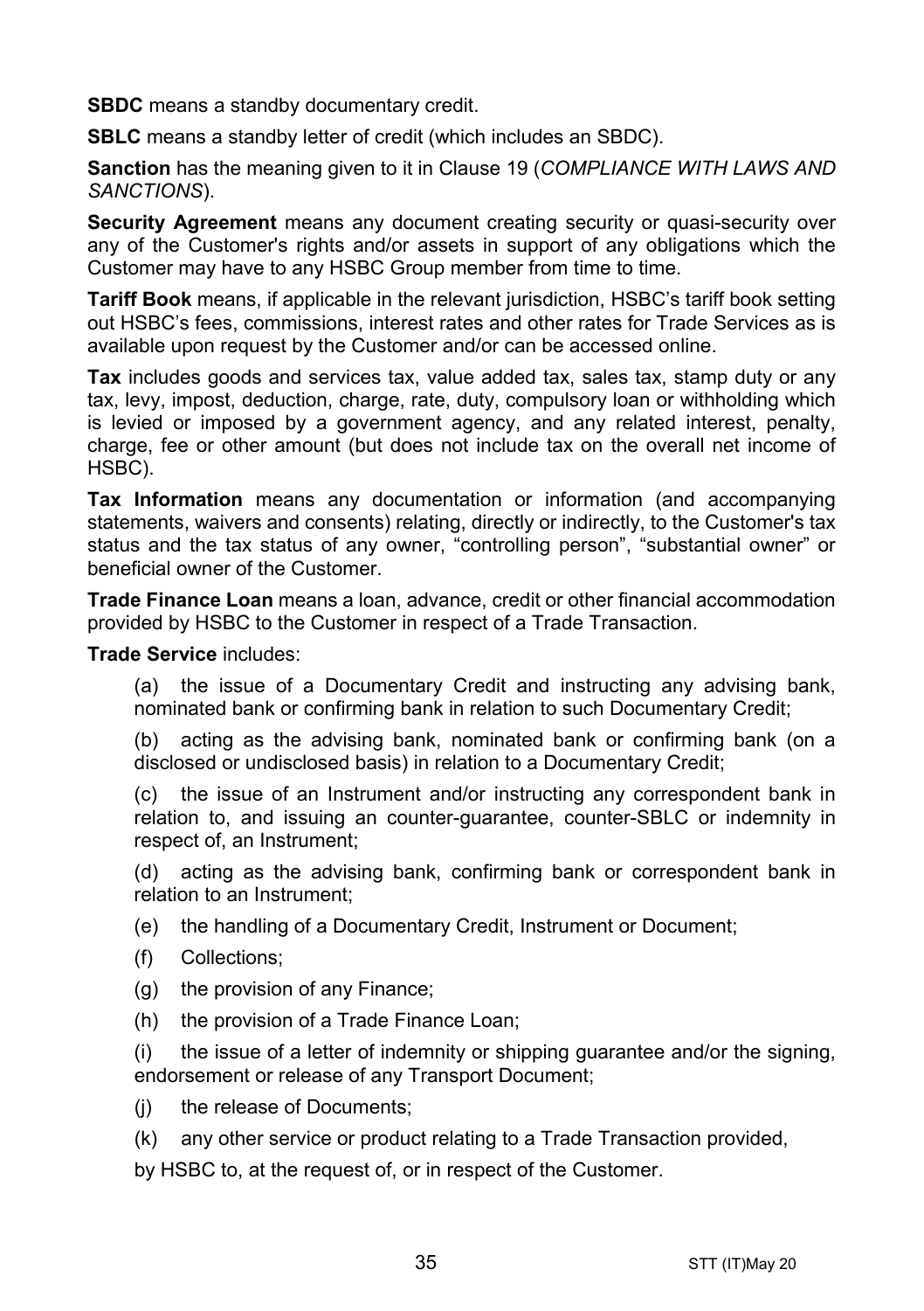**SBDC** means a standby documentary credit.

**SBLC** means a standby letter of credit (which includes an SBDC).

**Sanction** has the meaning given to it in Clause 19 (*COMPLIANCE WITH LAWS AND SANCTIONS*).

**Security Agreement** means any document creating security or quasi-security over any of the Customer's rights and/or assets in support of any obligations which the Customer may have to any HSBC Group member from time to time.

**Tariff Book** means, if applicable in the relevant jurisdiction, HSBC's tariff book setting out HSBC's fees, commissions, interest rates and other rates for Trade Services as is available upon request by the Customer and/or can be accessed online.

**Tax** includes goods and services tax, value added tax, sales tax, stamp duty or any tax, levy, impost, deduction, charge, rate, duty, compulsory loan or withholding which is levied or imposed by a government agency, and any related interest, penalty, charge, fee or other amount (but does not include tax on the overall net income of HSBC).

**Tax Information** means any documentation or information (and accompanying statements, waivers and consents) relating, directly or indirectly, to the Customer's tax status and the tax status of any owner, "controlling person", "substantial owner" or beneficial owner of the Customer.

**Trade Finance Loan** means a loan, advance, credit or other financial accommodation provided by HSBC to the Customer in respect of a Trade Transaction.

**Trade Service** includes:

(a) the issue of a Documentary Credit and instructing any advising bank, nominated bank or confirming bank in relation to such Documentary Credit;

(b) acting as the advising bank, nominated bank or confirming bank (on a disclosed or undisclosed basis) in relation to a Documentary Credit;

(c) the issue of an Instrument and/or instructing any correspondent bank in relation to, and issuing an counter-guarantee, counter-SBLC or indemnity in respect of, an Instrument;

(d) acting as the advising bank, confirming bank or correspondent bank in relation to an Instrument;

(e) the handling of a Documentary Credit, Instrument or Document;

(f) Collections;

(g) the provision of any Finance;

(h) the provision of a Trade Finance Loan;

(i) the issue of a letter of indemnity or shipping guarantee and/or the signing, endorsement or release of any Transport Document;

(j) the release of Documents;

(k) any other service or product relating to a Trade Transaction provided,

by HSBC to, at the request of, or in respect of the Customer.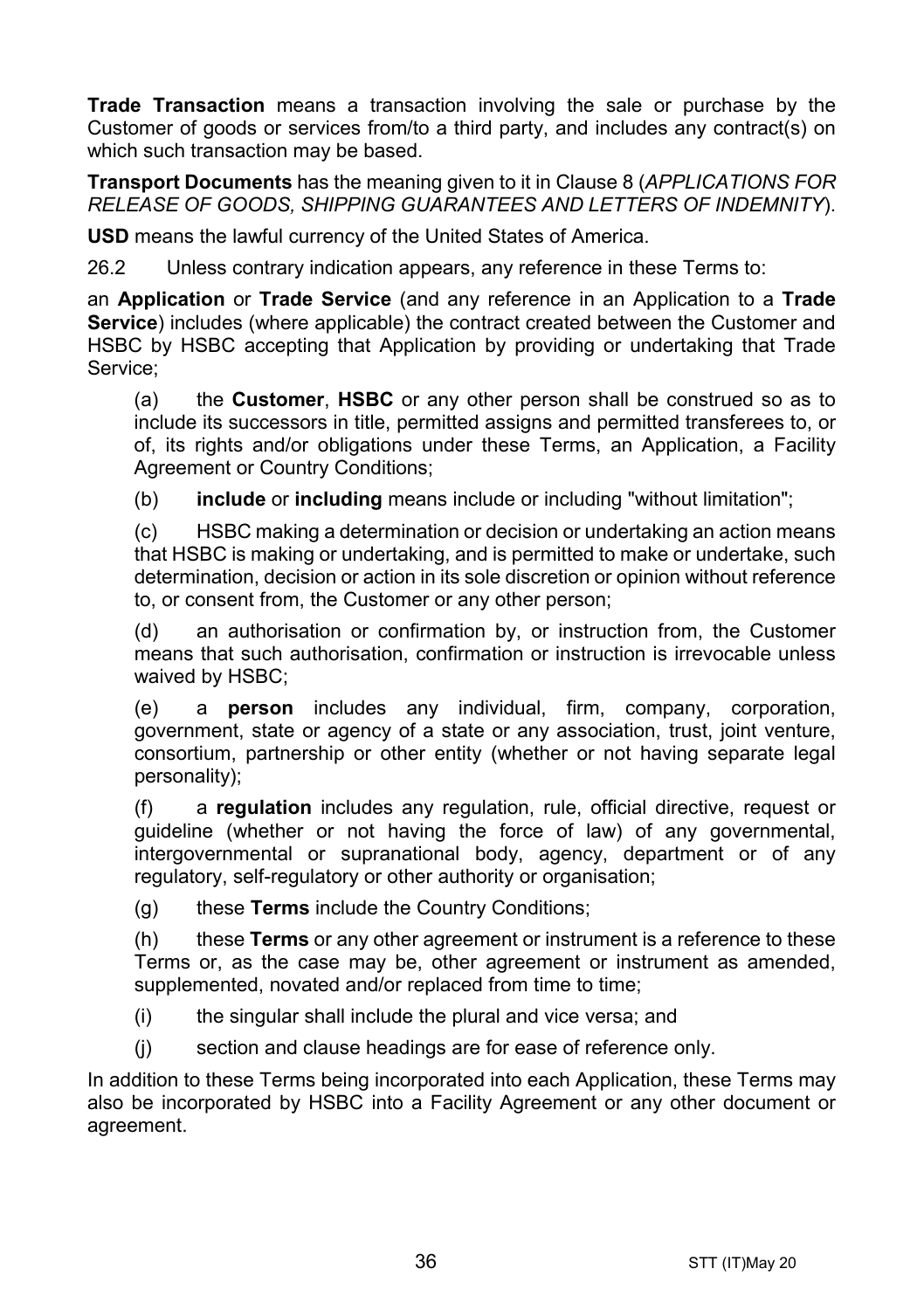**Trade Transaction** means a transaction involving the sale or purchase by the Customer of goods or services from/to a third party, and includes any contract(s) on which such transaction may be based.

**Transport Documents** has the meaning given to it in Clause 8 (*APPLICATIONS FOR RELEASE OF GOODS, SHIPPING GUARANTEES AND LETTERS OF INDEMNITY*).

**USD** means the lawful currency of the United States of America.

26.2 Unless contrary indication appears, any reference in these Terms to:

an **Application** or **Trade Service** (and any reference in an Application to a **Trade Service**) includes (where applicable) the contract created between the Customer and HSBC by HSBC accepting that Application by providing or undertaking that Trade Service;

(a) the **Customer**, **HSBC** or any other person shall be construed so as to include its successors in title, permitted assigns and permitted transferees to, or of, its rights and/or obligations under these Terms, an Application, a Facility Agreement or Country Conditions;

(b) **include** or **including** means include or including "without limitation";

(c) HSBC making a determination or decision or undertaking an action means that HSBC is making or undertaking, and is permitted to make or undertake, such determination, decision or action in its sole discretion or opinion without reference to, or consent from, the Customer or any other person;

(d) an authorisation or confirmation by, or instruction from, the Customer means that such authorisation, confirmation or instruction is irrevocable unless waived by HSBC;

(e) a **person** includes any individual, firm, company, corporation, government, state or agency of a state or any association, trust, joint venture, consortium, partnership or other entity (whether or not having separate legal personality);

(f) a **regulation** includes any regulation, rule, official directive, request or guideline (whether or not having the force of law) of any governmental, intergovernmental or supranational body, agency, department or of any regulatory, self-regulatory or other authority or organisation;

(g) these **Terms** include the Country Conditions;

(h) these **Terms** or any other agreement or instrument is a reference to these Terms or, as the case may be, other agreement or instrument as amended, supplemented, novated and/or replaced from time to time;

(i) the singular shall include the plural and vice versa; and

(j) section and clause headings are for ease of reference only.

In addition to these Terms being incorporated into each Application, these Terms may also be incorporated by HSBC into a Facility Agreement or any other document or agreement.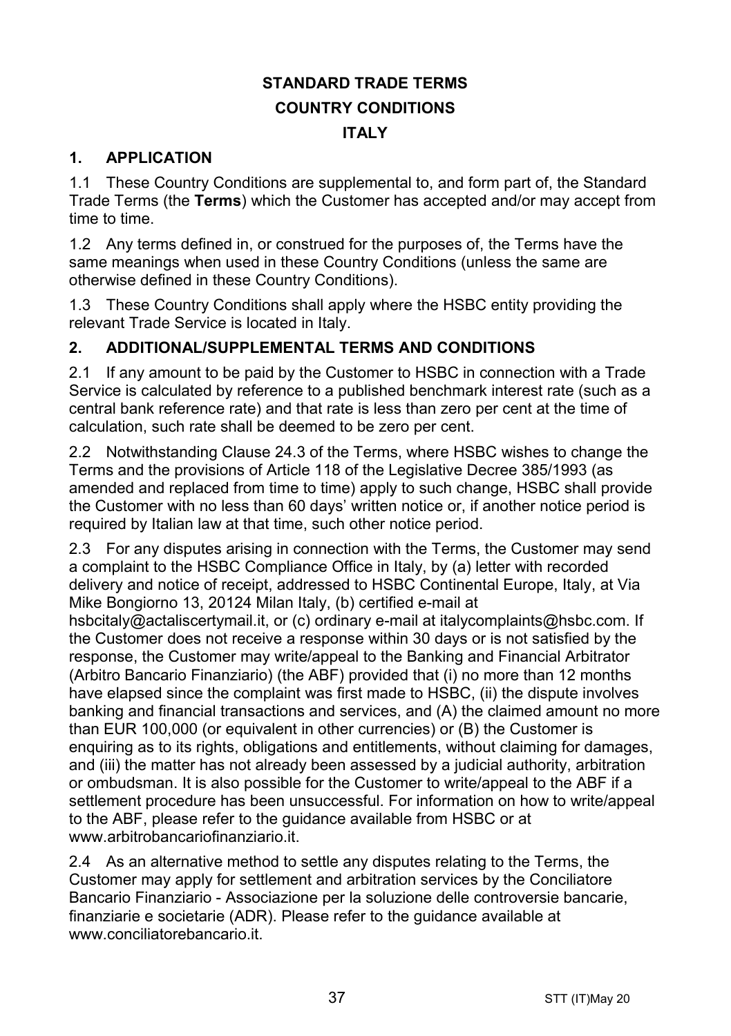# STANDARD TRADE TERMS
## COUNTRY CONDITIONS
## ITALY

### 1. APPLICATION

1.1 These Country Conditions are supplemental to, and form part of, the Standard Trade Terms (the **Terms**) which the Customer has accepted and/or may accept from time to time.

1.2 Any terms defined in, or construed for the purposes of, the Terms have the same meanings when used in these Country Conditions (unless the same are otherwise defined in these Country Conditions).

1.3 These Country Conditions shall apply where the HSBC entity providing the relevant Trade Service is located in Italy.

### 2. ADDITIONAL/SUPPLEMENTAL TERMS AND CONDITIONS

2.1 If any amount to be paid by the Customer to HSBC in connection with a Trade Service is calculated by reference to a published benchmark interest rate (such as a central bank reference rate) and that rate is less than zero per cent at the time of calculation, such rate shall be deemed to be zero per cent.

2.2 Notwithstanding Clause 24.3 of the Terms, where HSBC wishes to change the Terms and the provisions of Article 118 of the Legislative Decree 385/1993 (as amended and replaced from time to time) apply to such change, HSBC shall provide the Customer with no less than 60 days' written notice or, if another notice period is required by Italian law at that time, such other notice period.

2.3 For any disputes arising in connection with the Terms, the Customer may send a complaint to the HSBC Compliance Office in Italy, by (a) letter with recorded delivery and notice of receipt, addressed to HSBC Continental Europe, Italy, at Via Mike Bongiorno 13, 20124 Milan Italy, (b) certified e-mail at hsbcitaly@actaliscertymail.it, or (c) ordinary e-mail at italycomplaints@hsbc.com. If the Customer does not receive a response within 30 days or is not satisfied by the response, the Customer may write/appeal to the Banking and Financial Arbitrator (Arbitro Bancario Finanziario) (the ABF) provided that (i) no more than 12 months have elapsed since the complaint was first made to HSBC, (ii) the dispute involves banking and financial transactions and services, and (A) the claimed amount no more than EUR 100,000 (or equivalent in other currencies) or (B) the Customer is enquiring as to its rights, obligations and entitlements, without claiming for damages, and (iii) the matter has not already been assessed by a judicial authority, arbitration or ombudsman. It is also possible for the Customer to write/appeal to the ABF if a settlement procedure has been unsuccessful. For information on how to write/appeal to the ABF, please refer to the guidance available from HSBC or at www.arbitrobancariofinanziario.it.

2.4 As an alternative method to settle any disputes relating to the Terms, the Customer may apply for settlement and arbitration services by the Conciliatore Bancario Finanziario - Associazione per la soluzione delle controversie bancarie, finanziarie e societarie (ADR). Please refer to the guidance available at www.conciliatorebancario.it.